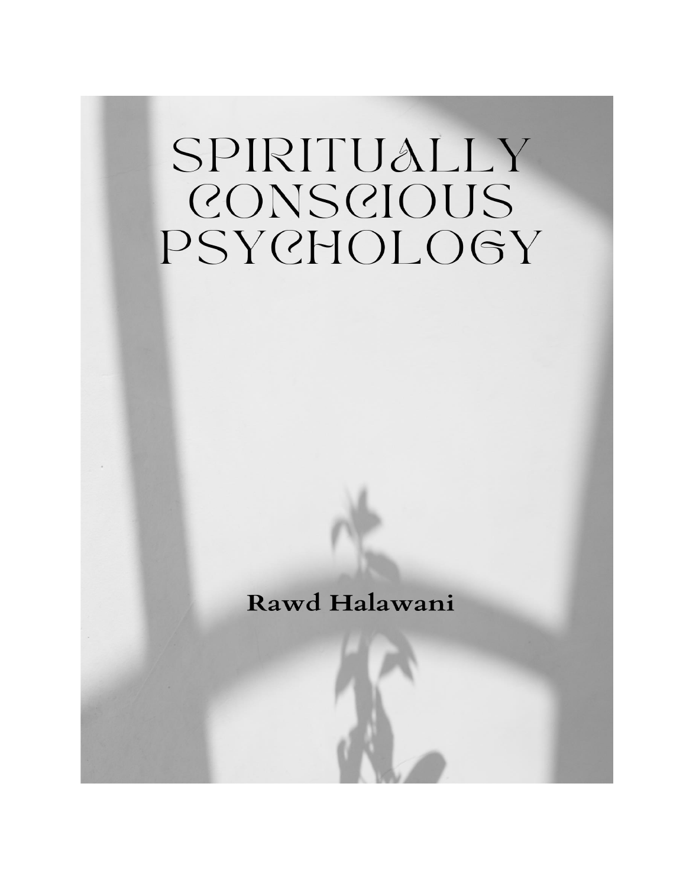# SPIRITUALLY CONSCIOUS PSYCHOLOGY

**Rawd Halawani**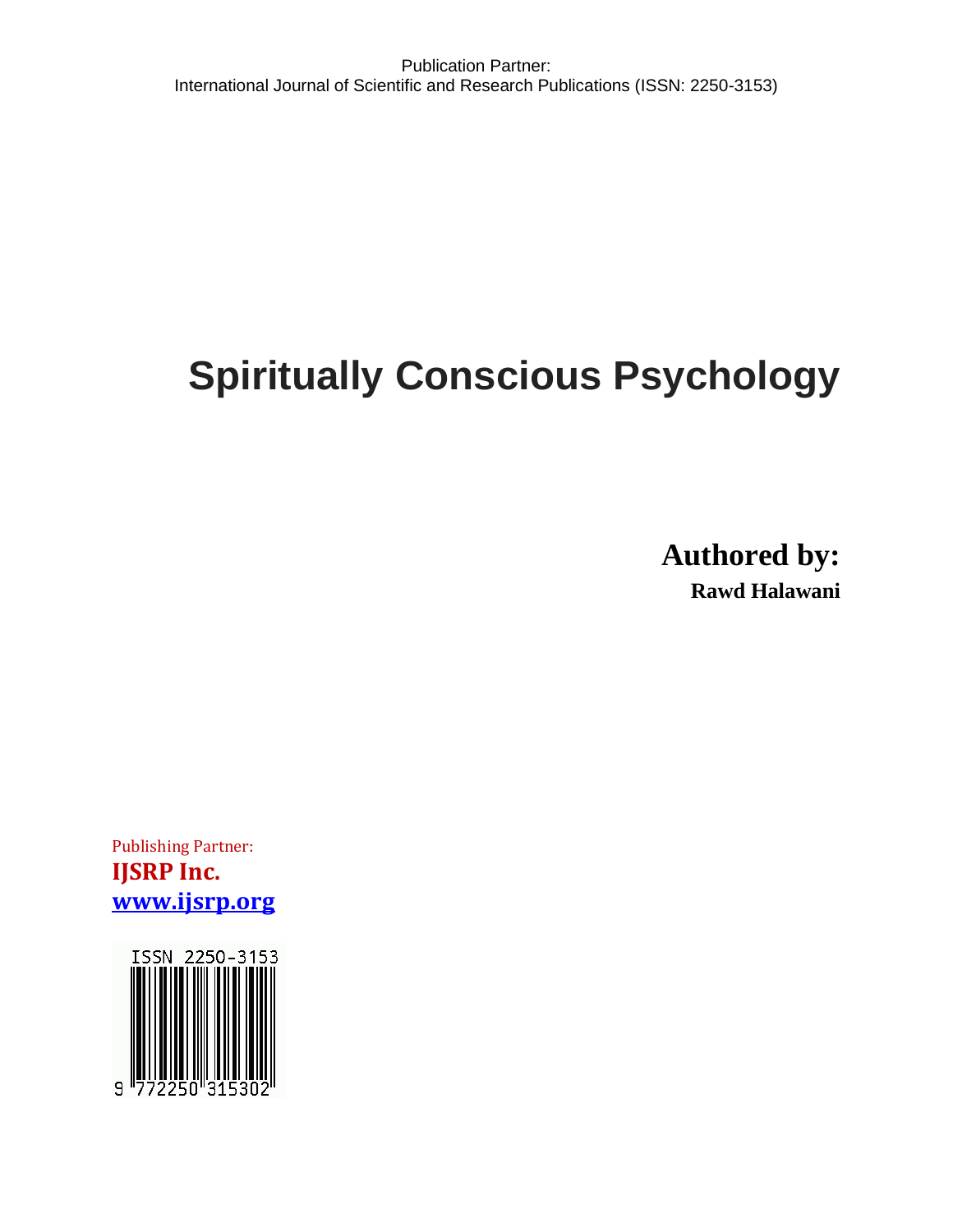Publication Partner:
International Journal of Scientific and Research Publications (ISSN: 2250-3153)

# Spiritually Conscious Psychology

**Authored by:**

**Rawd Halawani**

Publishing Partner:

**IJSRP Inc.**

**www.ijsrp.org**

ISSN 2250-3153

9 772250 315302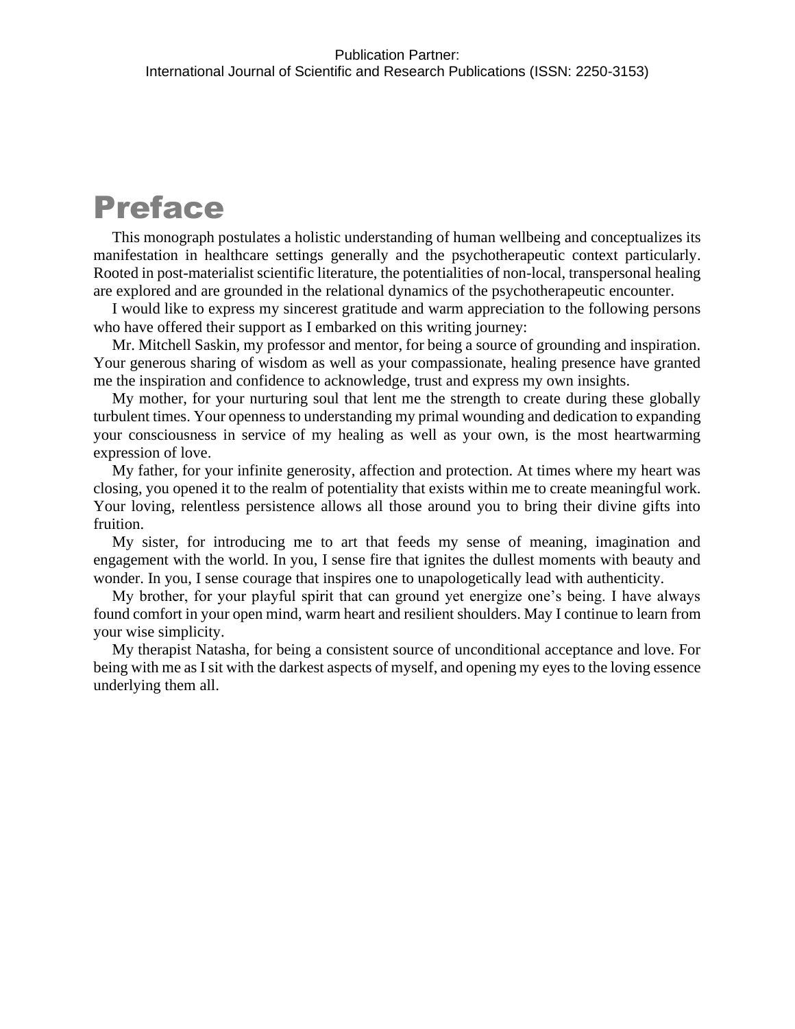# Preface

This monograph postulates a holistic understanding of human wellbeing and conceptualizes its manifestation in healthcare settings generally and the psychotherapeutic context particularly. Rooted in post-materialist scientific literature, the potentialities of non-local, transpersonal healing are explored and are grounded in the relational dynamics of the psychotherapeutic encounter.

I would like to express my sincerest gratitude and warm appreciation to the following persons who have offered their support as I embarked on this writing journey:

Mr. Mitchell Saskin, my professor and mentor, for being a source of grounding and inspiration. Your generous sharing of wisdom as well as your compassionate, healing presence have granted me the inspiration and confidence to acknowledge, trust and express my own insights.

My mother, for your nurturing soul that lent me the strength to create during these globally turbulent times. Your openness to understanding my primal wounding and dedication to expanding your consciousness in service of my healing as well as your own, is the most heartwarming expression of love.

My father, for your infinite generosity, affection and protection. At times where my heart was closing, you opened it to the realm of potentiality that exists within me to create meaningful work. Your loving, relentless persistence allows all those around you to bring their divine gifts into fruition.

My sister, for introducing me to art that feeds my sense of meaning, imagination and engagement with the world. In you, I sense fire that ignites the dullest moments with beauty and wonder. In you, I sense courage that inspires one to unapologetically lead with authenticity.

My brother, for your playful spirit that can ground yet energize one's being. I have always found comfort in your open mind, warm heart and resilient shoulders. May I continue to learn from your wise simplicity.

My therapist Natasha, for being a consistent source of unconditional acceptance and love. For being with me as I sit with the darkest aspects of myself, and opening my eyes to the loving essence underlying them all.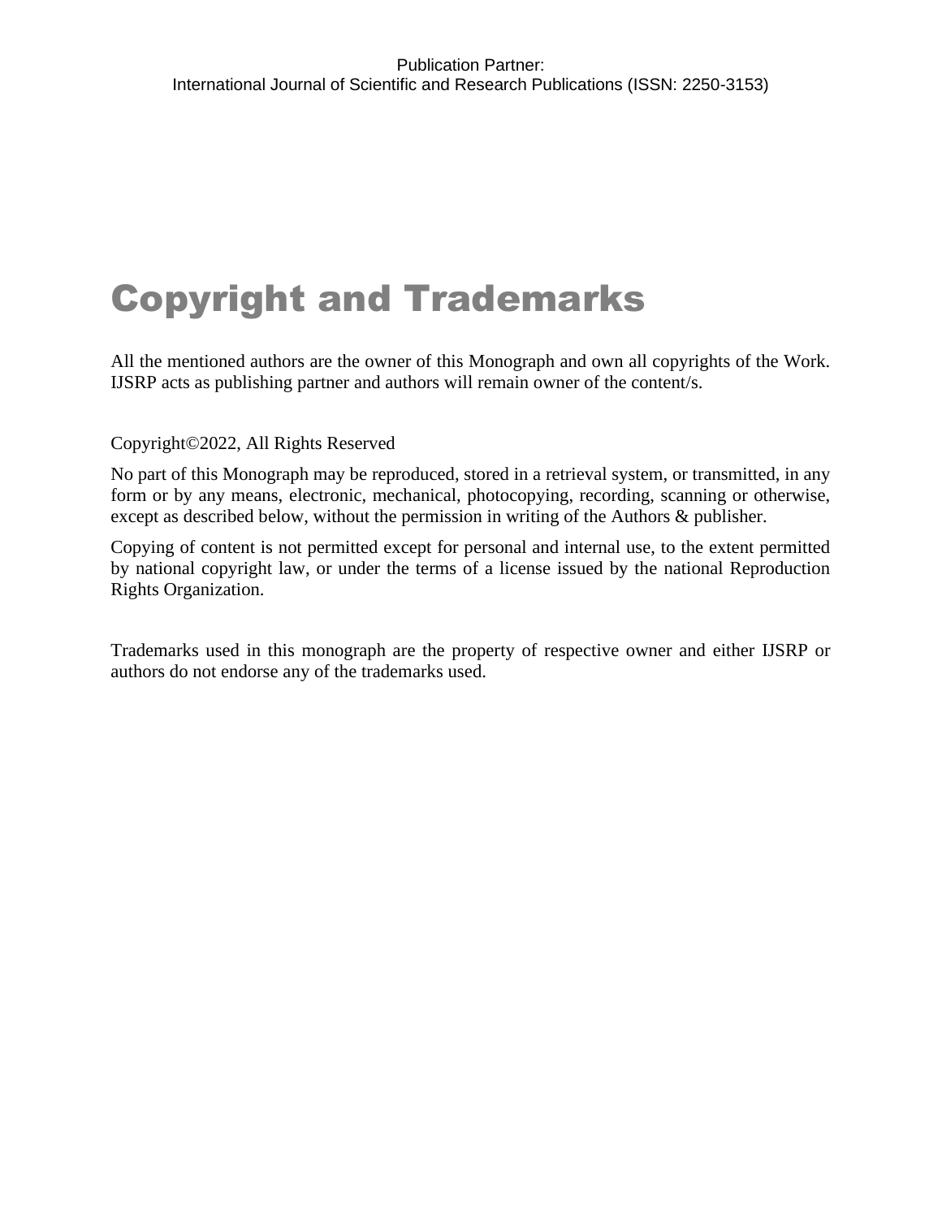Publication Partner:
International Journal of Scientific and Research Publications (ISSN: 2250-3153)

# Copyright and Trademarks

All the mentioned authors are the owner of this Monograph and own all copyrights of the Work. IJSRP acts as publishing partner and authors will remain owner of the content/s.

Copyright©2022, All Rights Reserved

No part of this Monograph may be reproduced, stored in a retrieval system, or transmitted, in any form or by any means, electronic, mechanical, photocopying, recording, scanning or otherwise, except as described below, without the permission in writing of the Authors & publisher.

Copying of content is not permitted except for personal and internal use, to the extent permitted by national copyright law, or under the terms of a license issued by the national Reproduction Rights Organization.

Trademarks used in this monograph are the property of respective owner and either IJSRP or authors do not endorse any of the trademarks used.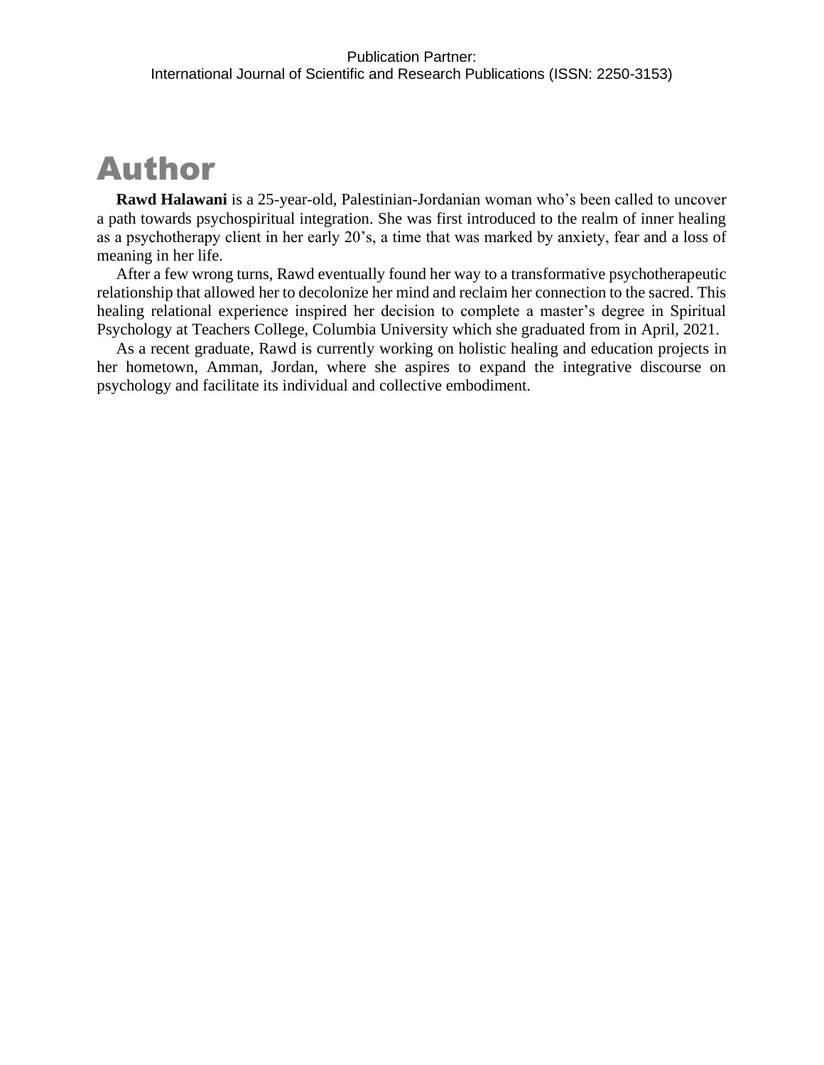# Author

**Rawd Halawani** is a 25-year-old, Palestinian-Jordanian woman who's been called to uncover a path towards psychospiritual integration. She was first introduced to the realm of inner healing as a psychotherapy client in her early 20's, a time that was marked by anxiety, fear and a loss of meaning in her life.

After a few wrong turns, Rawd eventually found her way to a transformative psychotherapeutic relationship that allowed her to decolonize her mind and reclaim her connection to the sacred. This healing relational experience inspired her decision to complete a master's degree in Spiritual Psychology at Teachers College, Columbia University which she graduated from in April, 2021.

As a recent graduate, Rawd is currently working on holistic healing and education projects in her hometown, Amman, Jordan, where she aspires to expand the integrative discourse on psychology and facilitate its individual and collective embodiment.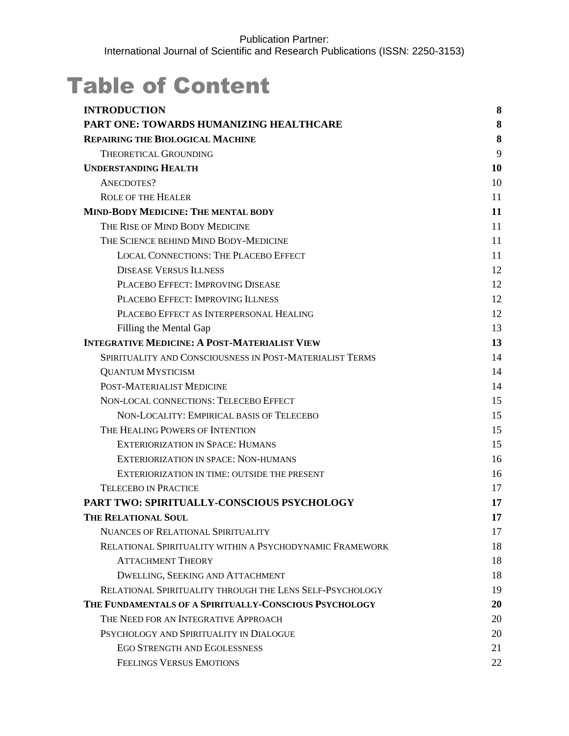Publication Partner:
International Journal of Scientific and Research Publications (ISSN: 2250-3153)

# Table of Content

| | |
|---|---|
| **INTRODUCTION** | **8** |
| **PART ONE: TOWARDS HUMANIZING HEALTHCARE** | **8** |
| **REPAIRING THE BIOLOGICAL MACHINE** | **8** |
| THEORETICAL GROUNDING | 9 |
| **UNDERSTANDING HEALTH** | **10** |
| ANECDOTES? | 10 |
| ROLE OF THE HEALER | 11 |
| **MIND-BODY MEDICINE: THE MENTAL BODY** | **11** |
| THE RISE OF MIND BODY MEDICINE | 11 |
| THE SCIENCE BEHIND MIND BODY-MEDICINE | 11 |
| LOCAL CONNECTIONS: THE PLACEBO EFFECT | 11 |
| DISEASE VERSUS ILLNESS | 12 |
| PLACEBO EFFECT: IMPROVING DISEASE | 12 |
| PLACEBO EFFECT: IMPROVING ILLNESS | 12 |
| PLACEBO EFFECT AS INTERPERSONAL HEALING | 12 |
| Filling the Mental Gap | 13 |
| **INTEGRATIVE MEDICINE: A POST-MATERIALIST VIEW** | **13** |
| SPIRITUALITY AND CONSCIOUSNESS IN POST-MATERIALIST TERMS | 14 |
| QUANTUM MYSTICISM | 14 |
| POST-MATERIALIST MEDICINE | 14 |
| NON-LOCAL CONNECTIONS: TELECEBO EFFECT | 15 |
| NON-LOCALITY: EMPIRICAL BASIS OF TELECEBO | 15 |
| THE HEALING POWERS OF INTENTION | 15 |
| EXTERIORIZATION IN SPACE: HUMANS | 15 |
| EXTERIORIZATION IN SPACE: NON-HUMANS | 16 |
| EXTERIORIZATION IN TIME: OUTSIDE THE PRESENT | 16 |
| TELECEBO IN PRACTICE | 17 |
| **PART TWO: SPIRITUALLY-CONSCIOUS PSYCHOLOGY** | **17** |
| **THE RELATIONAL SOUL** | **17** |
| NUANCES OF RELATIONAL SPIRITUALITY | 17 |
| RELATIONAL SPIRITUALITY WITHIN A PSYCHODYNAMIC FRAMEWORK | 18 |
| ATTACHMENT THEORY | 18 |
| DWELLING, SEEKING AND ATTACHMENT | 18 |
| RELATIONAL SPIRITUALITY THROUGH THE LENS SELF-PSYCHOLOGY | 19 |
| **THE FUNDAMENTALS OF A SPIRITUALLY-CONSCIOUS PSYCHOLOGY** | **20** |
| THE NEED FOR AN INTEGRATIVE APPROACH | 20 |
| PSYCHOLOGY AND SPIRITUALITY IN DIALOGUE | 20 |
| EGO STRENGTH AND EGOLESSNESS | 21 |
| FEELINGS VERSUS EMOTIONS | 22 |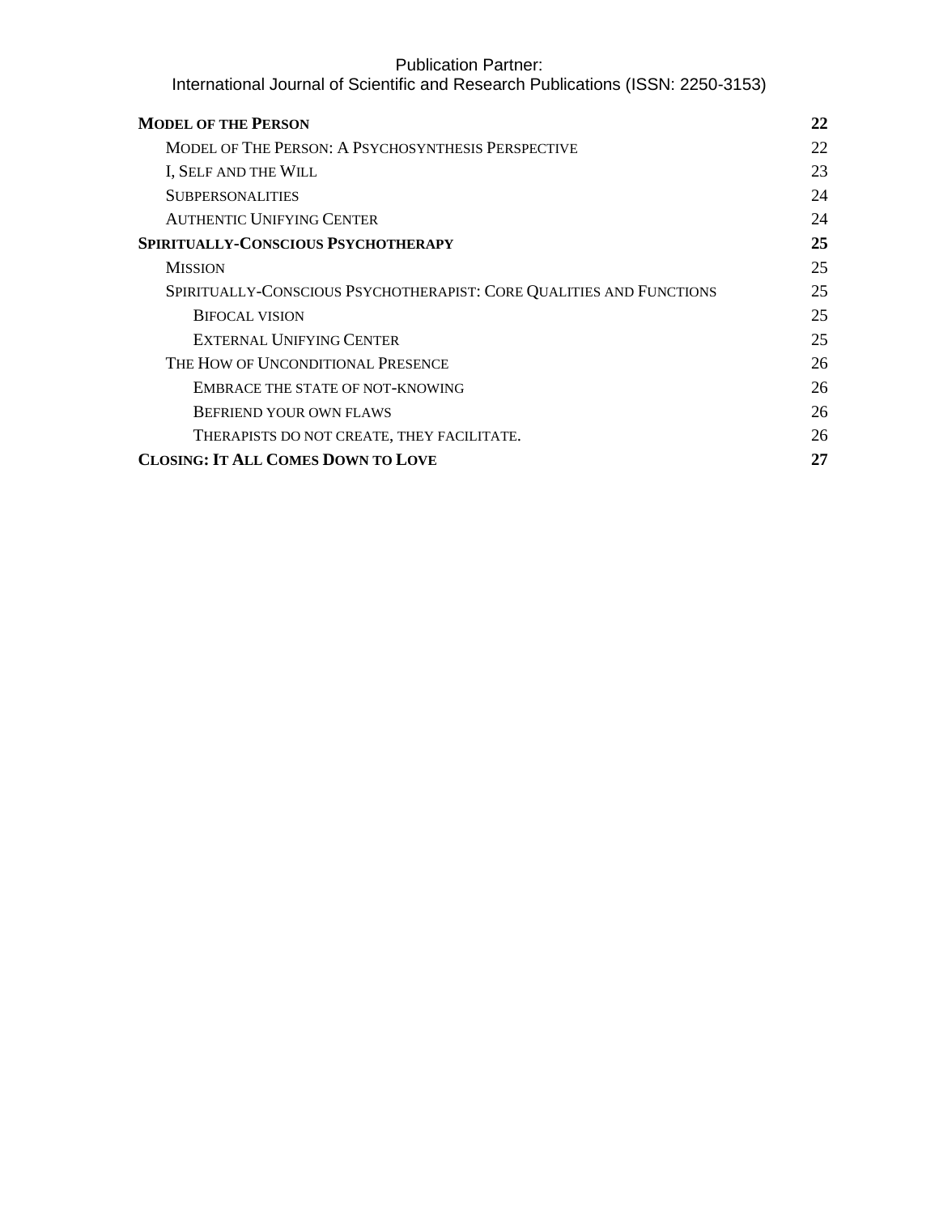| | |
|---|---|
| **MODEL OF THE PERSON** | **22** |
| MODEL OF THE PERSON: A PSYCHOSYNTHESIS PERSPECTIVE | 22 |
| I, SELF AND THE WILL | 23 |
| SUBPERSONALITIES | 24 |
| AUTHENTIC UNIFYING CENTER | 24 |
| **SPIRITUALLY-CONSCIOUS PSYCHOTHERAPY** | **25** |
| MISSION | 25 |
| SPIRITUALLY-CONSCIOUS PSYCHOTHERAPIST: CORE QUALITIES AND FUNCTIONS | 25 |
| BIFOCAL VISION | 25 |
| EXTERNAL UNIFYING CENTER | 25 |
| THE HOW OF UNCONDITIONAL PRESENCE | 26 |
| EMBRACE THE STATE OF NOT-KNOWING | 26 |
| BEFRIEND YOUR OWN FLAWS | 26 |
| THERAPISTS DO NOT CREATE, THEY FACILITATE. | 26 |
| **CLOSING: IT ALL COMES DOWN TO LOVE** | **27** |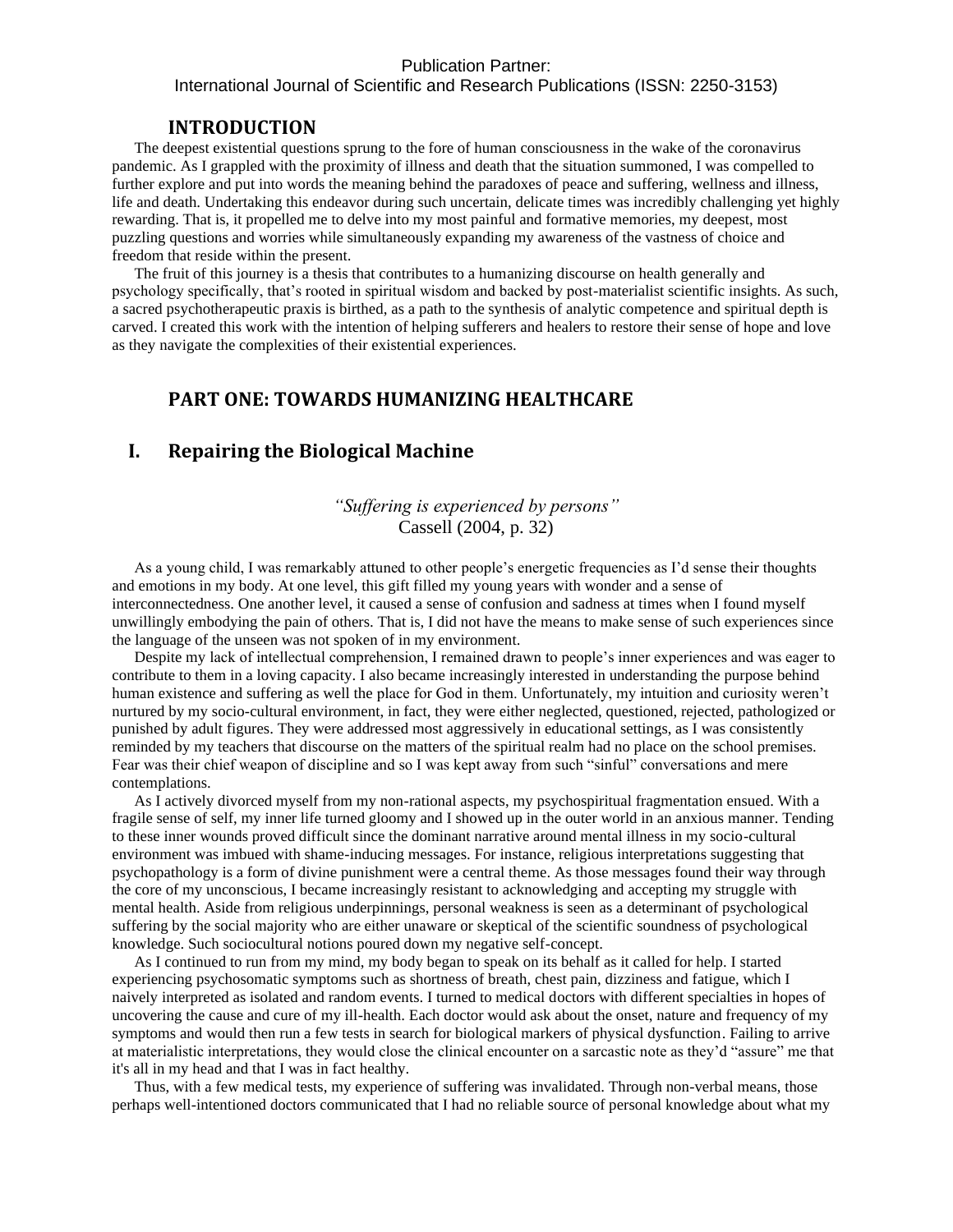## INTRODUCTION

The deepest existential questions sprung to the fore of human consciousness in the wake of the coronavirus pandemic. As I grappled with the proximity of illness and death that the situation summoned, I was compelled to further explore and put into words the meaning behind the paradoxes of peace and suffering, wellness and illness, life and death. Undertaking this endeavor during such uncertain, delicate times was incredibly challenging yet highly rewarding. That is, it propelled me to delve into my most painful and formative memories, my deepest, most puzzling questions and worries while simultaneously expanding my awareness of the vastness of choice and freedom that reside within the present.

The fruit of this journey is a thesis that contributes to a humanizing discourse on health generally and psychology specifically, that's rooted in spiritual wisdom and backed by post-materialist scientific insights. As such, a sacred psychotherapeutic praxis is birthed, as a path to the synthesis of analytic competence and spiritual depth is carved. I created this work with the intention of helping sufferers and healers to restore their sense of hope and love as they navigate the complexities of their existential experiences.

## PART ONE: TOWARDS HUMANIZING HEALTHCARE

### I. Repairing the Biological Machine

*"Suffering is experienced by persons"*
Cassell (2004, p. 32)

As a young child, I was remarkably attuned to other people's energetic frequencies as I'd sense their thoughts and emotions in my body. At one level, this gift filled my young years with wonder and a sense of interconnectedness. One another level, it caused a sense of confusion and sadness at times when I found myself unwillingly embodying the pain of others. That is, I did not have the means to make sense of such experiences since the language of the unseen was not spoken of in my environment.

Despite my lack of intellectual comprehension, I remained drawn to people's inner experiences and was eager to contribute to them in a loving capacity. I also became increasingly interested in understanding the purpose behind human existence and suffering as well the place for God in them. Unfortunately, my intuition and curiosity weren't nurtured by my socio-cultural environment, in fact, they were either neglected, questioned, rejected, pathologized or punished by adult figures. They were addressed most aggressively in educational settings, as I was consistently reminded by my teachers that discourse on the matters of the spiritual realm had no place on the school premises. Fear was their chief weapon of discipline and so I was kept away from such "sinful" conversations and mere contemplations.

As I actively divorced myself from my non-rational aspects, my psychospiritual fragmentation ensued. With a fragile sense of self, my inner life turned gloomy and I showed up in the outer world in an anxious manner. Tending to these inner wounds proved difficult since the dominant narrative around mental illness in my socio-cultural environment was imbued with shame-inducing messages. For instance, religious interpretations suggesting that psychopathology is a form of divine punishment were a central theme. As those messages found their way through the core of my unconscious, I became increasingly resistant to acknowledging and accepting my struggle with mental health. Aside from religious underpinnings, personal weakness is seen as a determinant of psychological suffering by the social majority who are either unaware or skeptical of the scientific soundness of psychological knowledge. Such sociocultural notions poured down my negative self-concept.

As I continued to run from my mind, my body began to speak on its behalf as it called for help. I started experiencing psychosomatic symptoms such as shortness of breath, chest pain, dizziness and fatigue, which I naively interpreted as isolated and random events. I turned to medical doctors with different specialties in hopes of uncovering the cause and cure of my ill-health. Each doctor would ask about the onset, nature and frequency of my symptoms and would then run a few tests in search for biological markers of physical dysfunction. Failing to arrive at materialistic interpretations, they would close the clinical encounter on a sarcastic note as they'd "assure" me that it's all in my head and that I was in fact healthy.

Thus, with a few medical tests, my experience of suffering was invalidated. Through non-verbal means, those perhaps well-intentioned doctors communicated that I had no reliable source of personal knowledge about what my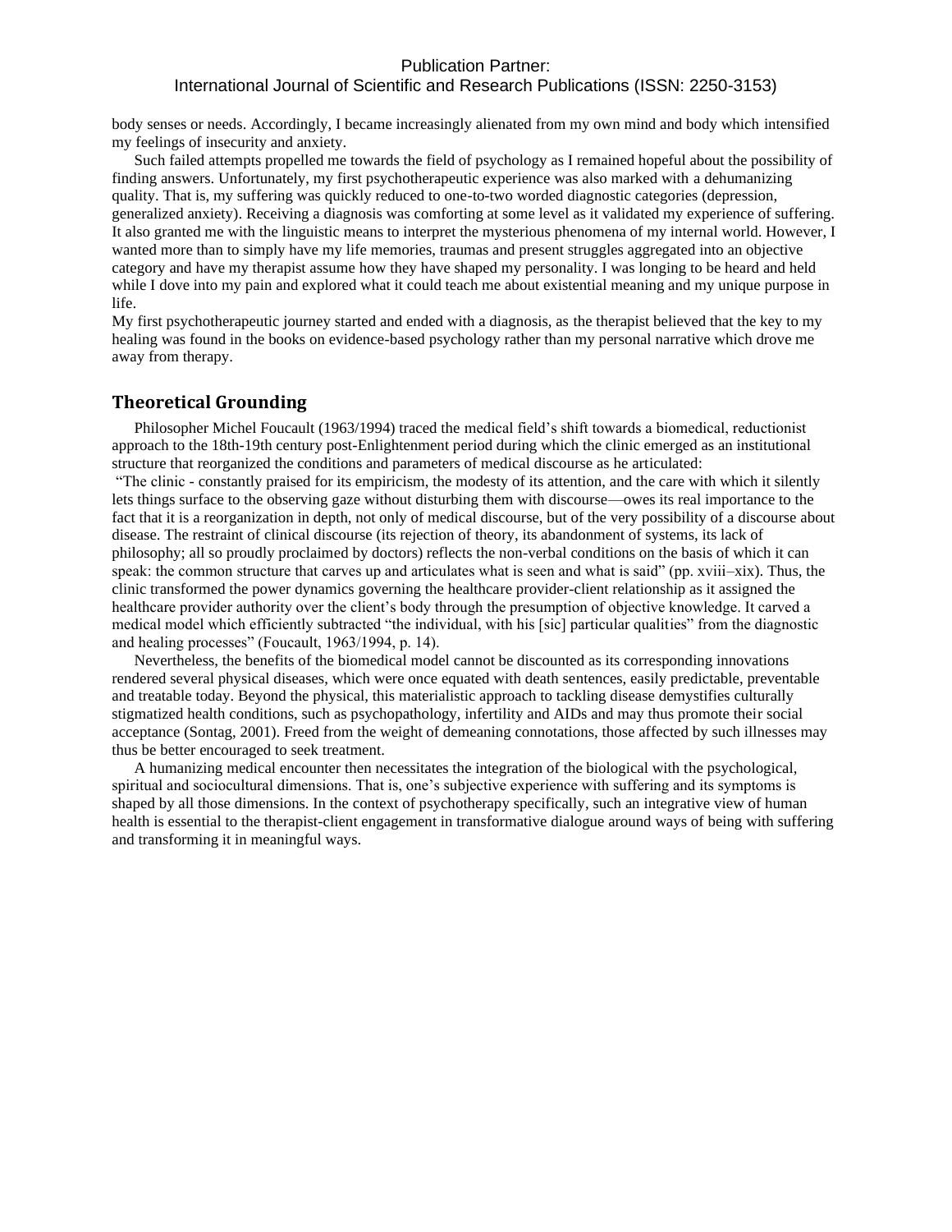body senses or needs. Accordingly, I became increasingly alienated from my own mind and body which intensified my feelings of insecurity and anxiety.

Such failed attempts propelled me towards the field of psychology as I remained hopeful about the possibility of finding answers. Unfortunately, my first psychotherapeutic experience was also marked with a dehumanizing quality. That is, my suffering was quickly reduced to one-to-two worded diagnostic categories (depression, generalized anxiety). Receiving a diagnosis was comforting at some level as it validated my experience of suffering. It also granted me with the linguistic means to interpret the mysterious phenomena of my internal world. However, I wanted more than to simply have my life memories, traumas and present struggles aggregated into an objective category and have my therapist assume how they have shaped my personality. I was longing to be heard and held while I dove into my pain and explored what it could teach me about existential meaning and my unique purpose in life.

My first psychotherapeutic journey started and ended with a diagnosis, as the therapist believed that the key to my healing was found in the books on evidence-based psychology rather than my personal narrative which drove me away from therapy.

## Theoretical Grounding

Philosopher Michel Foucault (1963/1994) traced the medical field's shift towards a biomedical, reductionist approach to the 18th-19th century post-Enlightenment period during which the clinic emerged as an institutional structure that reorganized the conditions and parameters of medical discourse as he articulated:

"The clinic - constantly praised for its empiricism, the modesty of its attention, and the care with which it silently lets things surface to the observing gaze without disturbing them with discourse—owes its real importance to the fact that it is a reorganization in depth, not only of medical discourse, but of the very possibility of a discourse about disease. The restraint of clinical discourse (its rejection of theory, its abandonment of systems, its lack of philosophy; all so proudly proclaimed by doctors) reflects the non-verbal conditions on the basis of which it can speak: the common structure that carves up and articulates what is seen and what is said" (pp. xviii–xix). Thus, the clinic transformed the power dynamics governing the healthcare provider-client relationship as it assigned the healthcare provider authority over the client's body through the presumption of objective knowledge. It carved a medical model which efficiently subtracted "the individual, with his [sic] particular qualities" from the diagnostic and healing processes" (Foucault, 1963/1994, p. 14).

Nevertheless, the benefits of the biomedical model cannot be discounted as its corresponding innovations rendered several physical diseases, which were once equated with death sentences, easily predictable, preventable and treatable today. Beyond the physical, this materialistic approach to tackling disease demystifies culturally stigmatized health conditions, such as psychopathology, infertility and AIDs and may thus promote their social acceptance (Sontag, 2001). Freed from the weight of demeaning connotations, those affected by such illnesses may thus be better encouraged to seek treatment.

A humanizing medical encounter then necessitates the integration of the biological with the psychological, spiritual and sociocultural dimensions. That is, one's subjective experience with suffering and its symptoms is shaped by all those dimensions. In the context of psychotherapy specifically, such an integrative view of human health is essential to the therapist-client engagement in transformative dialogue around ways of being with suffering and transforming it in meaningful ways.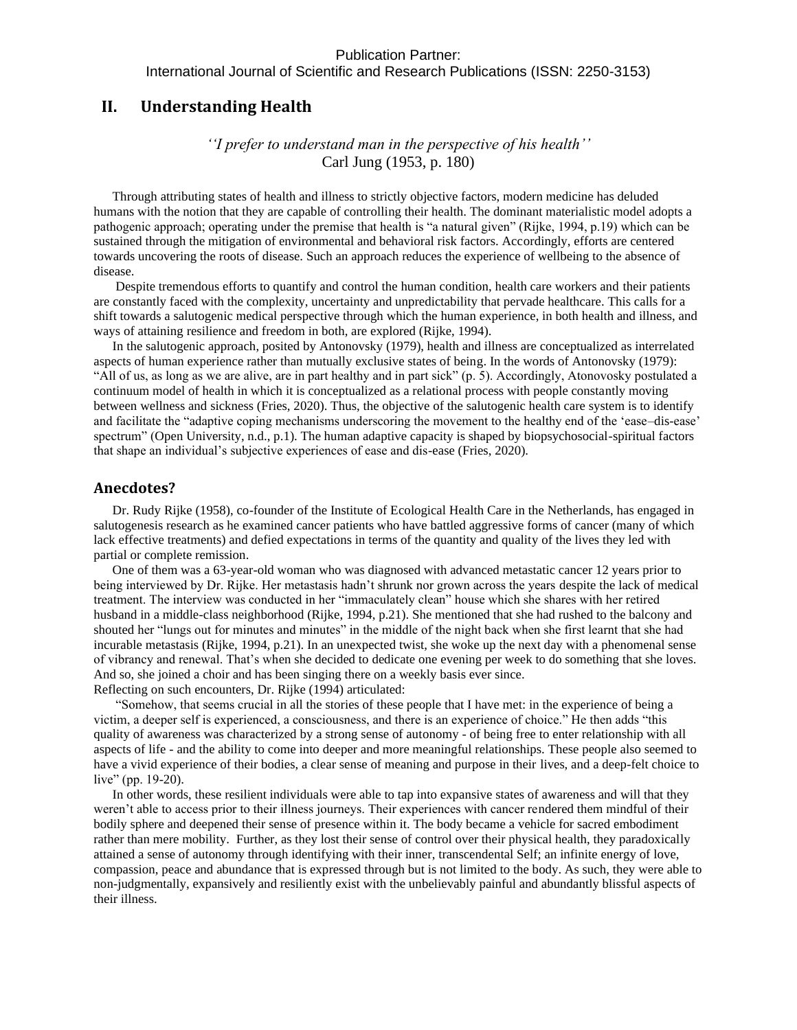## II. Understanding Health

*''I prefer to understand man in the perspective of his health''*
Carl Jung (1953, p. 180)

Through attributing states of health and illness to strictly objective factors, modern medicine has deluded humans with the notion that they are capable of controlling their health. The dominant materialistic model adopts a pathogenic approach; operating under the premise that health is "a natural given" (Rijke, 1994, p.19) which can be sustained through the mitigation of environmental and behavioral risk factors. Accordingly, efforts are centered towards uncovering the roots of disease. Such an approach reduces the experience of wellbeing to the absence of disease.

Despite tremendous efforts to quantify and control the human condition, health care workers and their patients are constantly faced with the complexity, uncertainty and unpredictability that pervade healthcare. This calls for a shift towards a salutogenic medical perspective through which the human experience, in both health and illness, and ways of attaining resilience and freedom in both, are explored (Rijke, 1994).

In the salutogenic approach, posited by Antonovsky (1979), health and illness are conceptualized as interrelated aspects of human experience rather than mutually exclusive states of being. In the words of Antonovsky (1979): "All of us, as long as we are alive, are in part healthy and in part sick" (p. 5). Accordingly, Atonovosky postulated a continuum model of health in which it is conceptualized as a relational process with people constantly moving between wellness and sickness (Fries, 2020). Thus, the objective of the salutogenic health care system is to identify and facilitate the "adaptive coping mechanisms underscoring the movement to the healthy end of the 'ease–dis-ease' spectrum" (Open University, n.d., p.1). The human adaptive capacity is shaped by biopsychosocial-spiritual factors that shape an individual's subjective experiences of ease and dis-ease (Fries, 2020).

### Anecdotes?

Dr. Rudy Rijke (1958), co-founder of the Institute of Ecological Health Care in the Netherlands, has engaged in salutogenesis research as he examined cancer patients who have battled aggressive forms of cancer (many of which lack effective treatments) and defied expectations in terms of the quantity and quality of the lives they led with partial or complete remission.

One of them was a 63-year-old woman who was diagnosed with advanced metastatic cancer 12 years prior to being interviewed by Dr. Rijke. Her metastasis hadn't shrunk nor grown across the years despite the lack of medical treatment. The interview was conducted in her "immaculately clean" house which she shares with her retired husband in a middle-class neighborhood (Rijke, 1994, p.21). She mentioned that she had rushed to the balcony and shouted her "lungs out for minutes and minutes" in the middle of the night back when she first learnt that she had incurable metastasis (Rijke, 1994, p.21). In an unexpected twist, she woke up the next day with a phenomenal sense of vibrancy and renewal. That's when she decided to dedicate one evening per week to do something that she loves. And so, she joined a choir and has been singing there on a weekly basis ever since.
Reflecting on such encounters, Dr. Rijke (1994) articulated:

"Somehow, that seems crucial in all the stories of these people that I have met: in the experience of being a victim, a deeper self is experienced, a consciousness, and there is an experience of choice." He then adds "this quality of awareness was characterized by a strong sense of autonomy - of being free to enter relationship with all aspects of life - and the ability to come into deeper and more meaningful relationships. These people also seemed to have a vivid experience of their bodies, a clear sense of meaning and purpose in their lives, and a deep-felt choice to live" (pp. 19-20).

In other words, these resilient individuals were able to tap into expansive states of awareness and will that they weren't able to access prior to their illness journeys. Their experiences with cancer rendered them mindful of their bodily sphere and deepened their sense of presence within it. The body became a vehicle for sacred embodiment rather than mere mobility. Further, as they lost their sense of control over their physical health, they paradoxically attained a sense of autonomy through identifying with their inner, transcendental Self; an infinite energy of love, compassion, peace and abundance that is expressed through but is not limited to the body. As such, they were able to non-judgmentally, expansively and resiliently exist with the unbelievably painful and abundantly blissful aspects of their illness.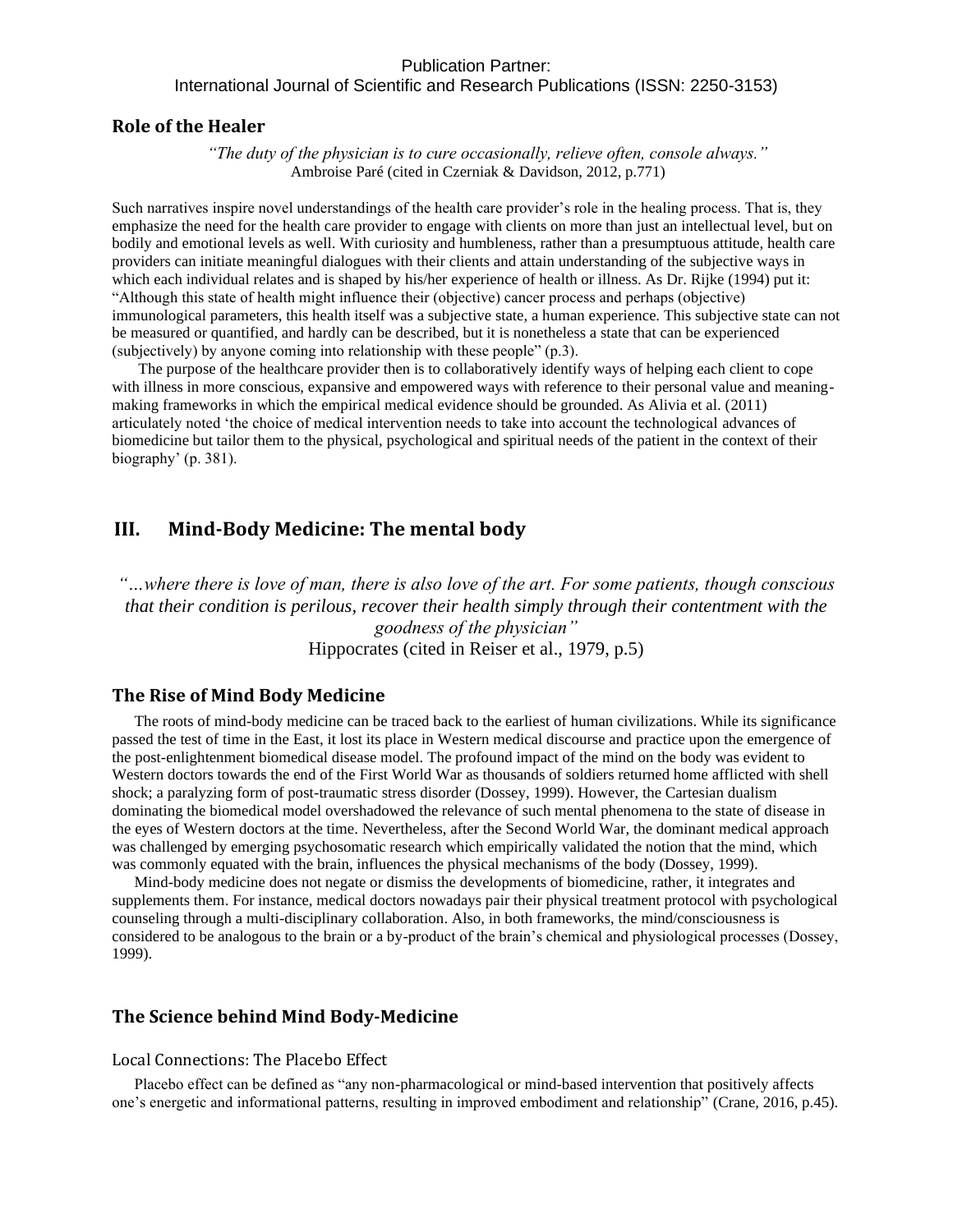## Role of the Healer

*"The duty of the physician is to cure occasionally, relieve often, console always."*
Ambroise Paré (cited in Czerniak & Davidson, 2012, p.771)

Such narratives inspire novel understandings of the health care provider's role in the healing process. That is, they emphasize the need for the health care provider to engage with clients on more than just an intellectual level, but on bodily and emotional levels as well. With curiosity and humbleness, rather than a presumptuous attitude, health care providers can initiate meaningful dialogues with their clients and attain understanding of the subjective ways in which each individual relates and is shaped by his/her experience of health or illness. As Dr. Rijke (1994) put it: "Although this state of health might influence their (objective) cancer process and perhaps (objective) immunological parameters, this health itself was a subjective state, a human experience. This subjective state can not be measured or quantified, and hardly can be described, but it is nonetheless a state that can be experienced (subjectively) by anyone coming into relationship with these people" (p.3).

The purpose of the healthcare provider then is to collaboratively identify ways of helping each client to cope with illness in more conscious, expansive and empowered ways with reference to their personal value and meaning-making frameworks in which the empirical medical evidence should be grounded. As Alivia et al. (2011) articulately noted 'the choice of medical intervention needs to take into account the technological advances of biomedicine but tailor them to the physical, psychological and spiritual needs of the patient in the context of their biography' (p. 381).

# III. Mind-Body Medicine: The mental body

*"…where there is love of man, there is also love of the art. For some patients, though conscious that their condition is perilous, recover their health simply through their contentment with the goodness of the physician"*
Hippocrates (cited in Reiser et al., 1979, p.5)

## The Rise of Mind Body Medicine

The roots of mind-body medicine can be traced back to the earliest of human civilizations. While its significance passed the test of time in the East, it lost its place in Western medical discourse and practice upon the emergence of the post-enlightenment biomedical disease model. The profound impact of the mind on the body was evident to Western doctors towards the end of the First World War as thousands of soldiers returned home afflicted with shell shock; a paralyzing form of post-traumatic stress disorder (Dossey, 1999). However, the Cartesian dualism dominating the biomedical model overshadowed the relevance of such mental phenomena to the state of disease in the eyes of Western doctors at the time. Nevertheless, after the Second World War, the dominant medical approach was challenged by emerging psychosomatic research which empirically validated the notion that the mind, which was commonly equated with the brain, influences the physical mechanisms of the body (Dossey, 1999).

Mind-body medicine does not negate or dismiss the developments of biomedicine, rather, it integrates and supplements them. For instance, medical doctors nowadays pair their physical treatment protocol with psychological counseling through a multi-disciplinary collaboration. Also, in both frameworks, the mind/consciousness is considered to be analogous to the brain or a by-product of the brain's chemical and physiological processes (Dossey, 1999).

## The Science behind Mind Body-Medicine

### Local Connections: The Placebo Effect

Placebo effect can be defined as "any non-pharmacological or mind-based intervention that positively affects one's energetic and informational patterns, resulting in improved embodiment and relationship" (Crane, 2016, p.45).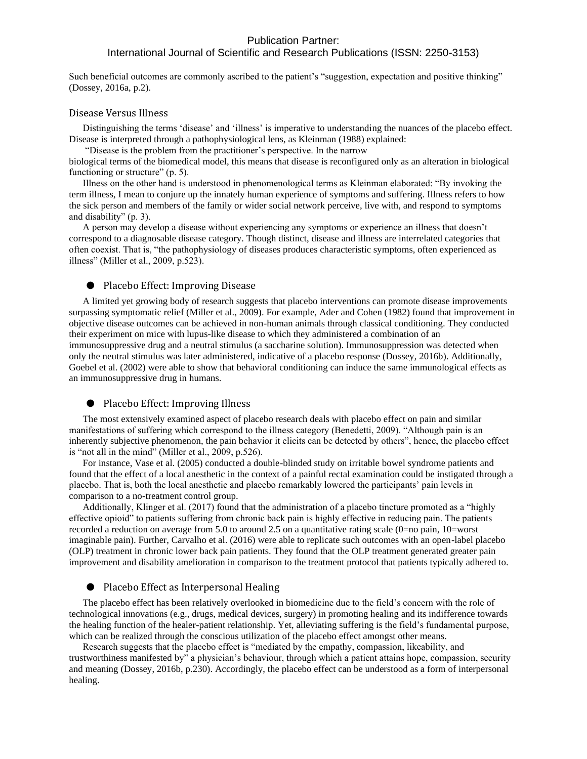Such beneficial outcomes are commonly ascribed to the patient's "suggestion, expectation and positive thinking" (Dossey, 2016a, p.2).

## Disease Versus Illness

Distinguishing the terms 'disease' and 'illness' is imperative to understanding the nuances of the placebo effect. Disease is interpreted through a pathophysiological lens, as Kleinman (1988) explained:

"Disease is the problem from the practitioner's perspective. In the narrow biological terms of the biomedical model, this means that disease is reconfigured only as an alteration in biological functioning or structure" (p. 5).

Illness on the other hand is understood in phenomenological terms as Kleinman elaborated: "By invoking the term illness, I mean to conjure up the innately human experience of symptoms and suffering. Illness refers to how the sick person and members of the family or wider social network perceive, live with, and respond to symptoms and disability" (p. 3).

A person may develop a disease without experiencing any symptoms or experience an illness that doesn't correspond to a diagnosable disease category. Though distinct, disease and illness are interrelated categories that often coexist. That is, "the pathophysiology of diseases produces characteristic symptoms, often experienced as illness" (Miller et al., 2009, p.523).

- ### Placebo Effect: Improving Disease

A limited yet growing body of research suggests that placebo interventions can promote disease improvements surpassing symptomatic relief (Miller et al., 2009). For example, Ader and Cohen (1982) found that improvement in objective disease outcomes can be achieved in non-human animals through classical conditioning. They conducted their experiment on mice with lupus-like disease to which they administered a combination of an immunosuppressive drug and a neutral stimulus (a saccharine solution). Immunosuppression was detected when only the neutral stimulus was later administered, indicative of a placebo response (Dossey, 2016b). Additionally, Goebel et al. (2002) were able to show that behavioral conditioning can induce the same immunological effects as an immunosuppressive drug in humans.

- ### Placebo Effect: Improving Illness

The most extensively examined aspect of placebo research deals with placebo effect on pain and similar manifestations of suffering which correspond to the illness category (Benedetti, 2009). "Although pain is an inherently subjective phenomenon, the pain behavior it elicits can be detected by others", hence, the placebo effect is "not all in the mind" (Miller et al., 2009, p.526).

For instance, Vase et al. (2005) conducted a double-blinded study on irritable bowel syndrome patients and found that the effect of a local anesthetic in the context of a painful rectal examination could be instigated through a placebo. That is, both the local anesthetic and placebo remarkably lowered the participants' pain levels in comparison to a no-treatment control group.

Additionally, Klinger et al. (2017) found that the administration of a placebo tincture promoted as a "highly effective opioid" to patients suffering from chronic back pain is highly effective in reducing pain. The patients recorded a reduction on average from 5.0 to around 2.5 on a quantitative rating scale (0=no pain, 10=worst imaginable pain). Further, Carvalho et al. (2016) were able to replicate such outcomes with an open-label placebo (OLP) treatment in chronic lower back pain patients. They found that the OLP treatment generated greater pain improvement and disability amelioration in comparison to the treatment protocol that patients typically adhered to.

- ### Placebo Effect as Interpersonal Healing

The placebo effect has been relatively overlooked in biomedicine due to the field's concern with the role of technological innovations (e.g., drugs, medical devices, surgery) in promoting healing and its indifference towards the healing function of the healer-patient relationship. Yet, alleviating suffering is the field's fundamental purpose, which can be realized through the conscious utilization of the placebo effect amongst other means.

Research suggests that the placebo effect is "mediated by the empathy, compassion, likeability, and trustworthiness manifested by" a physician's behaviour, through which a patient attains hope, compassion, security and meaning (Dossey, 2016b, p.230). Accordingly, the placebo effect can be understood as a form of interpersonal healing.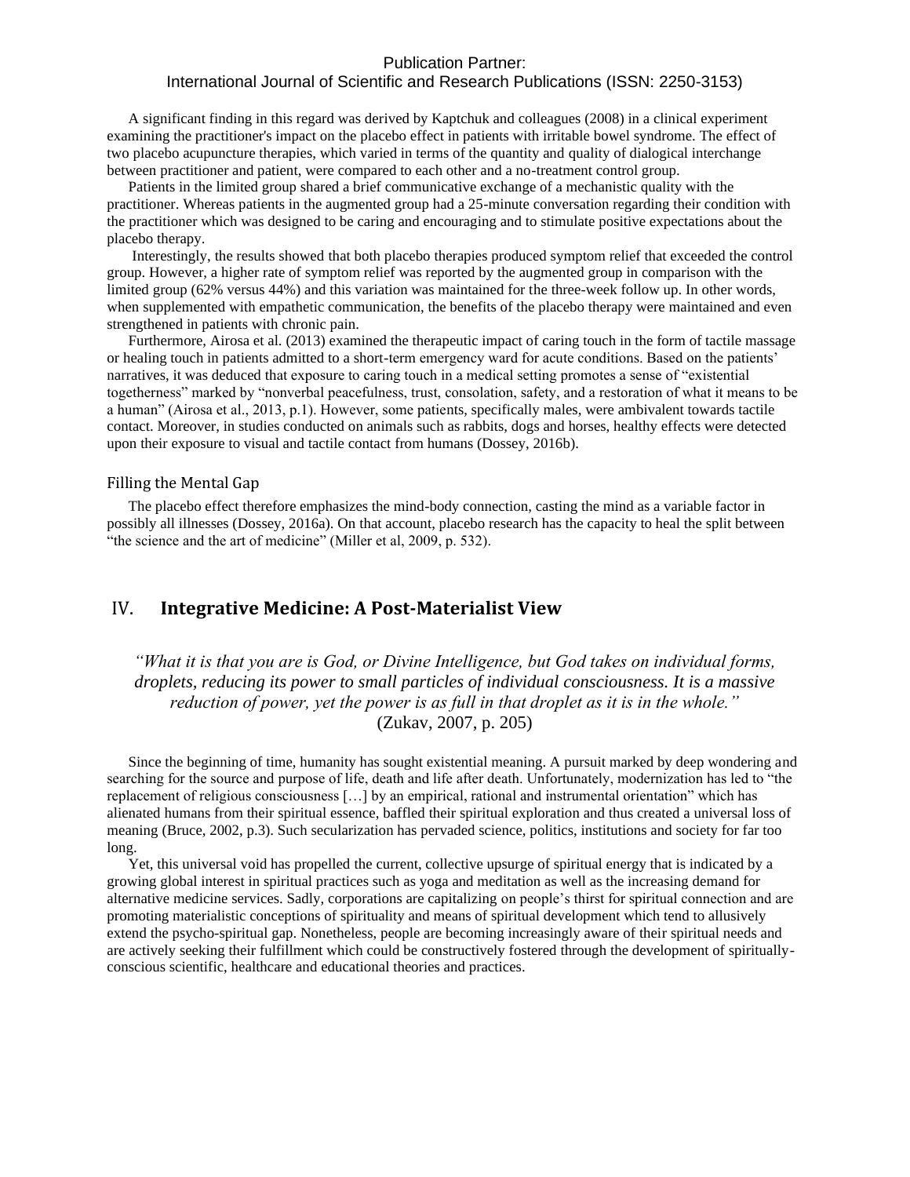A significant finding in this regard was derived by Kaptchuk and colleagues (2008) in a clinical experiment examining the practitioner's impact on the placebo effect in patients with irritable bowel syndrome. The effect of two placebo acupuncture therapies, which varied in terms of the quantity and quality of dialogical interchange between practitioner and patient, were compared to each other and a no-treatment control group.

Patients in the limited group shared a brief communicative exchange of a mechanistic quality with the practitioner. Whereas patients in the augmented group had a 25-minute conversation regarding their condition with the practitioner which was designed to be caring and encouraging and to stimulate positive expectations about the placebo therapy.

Interestingly, the results showed that both placebo therapies produced symptom relief that exceeded the control group. However, a higher rate of symptom relief was reported by the augmented group in comparison with the limited group (62% versus 44%) and this variation was maintained for the three-week follow up. In other words, when supplemented with empathetic communication, the benefits of the placebo therapy were maintained and even strengthened in patients with chronic pain.

Furthermore, Airosa et al. (2013) examined the therapeutic impact of caring touch in the form of tactile massage or healing touch in patients admitted to a short-term emergency ward for acute conditions. Based on the patients' narratives, it was deduced that exposure to caring touch in a medical setting promotes a sense of "existential togetherness" marked by "nonverbal peacefulness, trust, consolation, safety, and a restoration of what it means to be a human" (Airosa et al., 2013, p.1). However, some patients, specifically males, were ambivalent towards tactile contact. Moreover, in studies conducted on animals such as rabbits, dogs and horses, healthy effects were detected upon their exposure to visual and tactile contact from humans (Dossey, 2016b).

### Filling the Mental Gap

The placebo effect therefore emphasizes the mind-body connection, casting the mind as a variable factor in possibly all illnesses (Dossey, 2016a). On that account, placebo research has the capacity to heal the split between "the science and the art of medicine" (Miller et al, 2009, p. 532).

## IV. Integrative Medicine: A Post-Materialist View

*"What it is that you are is God, or Divine Intelligence, but God takes on individual forms, droplets, reducing its power to small particles of individual consciousness. It is a massive reduction of power, yet the power is as full in that droplet as it is in the whole."*
(Zukav, 2007, p. 205)

Since the beginning of time, humanity has sought existential meaning. A pursuit marked by deep wondering and searching for the source and purpose of life, death and life after death. Unfortunately, modernization has led to "the replacement of religious consciousness […] by an empirical, rational and instrumental orientation" which has alienated humans from their spiritual essence, baffled their spiritual exploration and thus created a universal loss of meaning (Bruce, 2002, p.3). Such secularization has pervaded science, politics, institutions and society for far too long.

Yet, this universal void has propelled the current, collective upsurge of spiritual energy that is indicated by a growing global interest in spiritual practices such as yoga and meditation as well as the increasing demand for alternative medicine services. Sadly, corporations are capitalizing on people's thirst for spiritual connection and are promoting materialistic conceptions of spirituality and means of spiritual development which tend to allusively extend the psycho-spiritual gap. Nonetheless, people are becoming increasingly aware of their spiritual needs and are actively seeking their fulfillment which could be constructively fostered through the development of spiritually-conscious scientific, healthcare and educational theories and practices.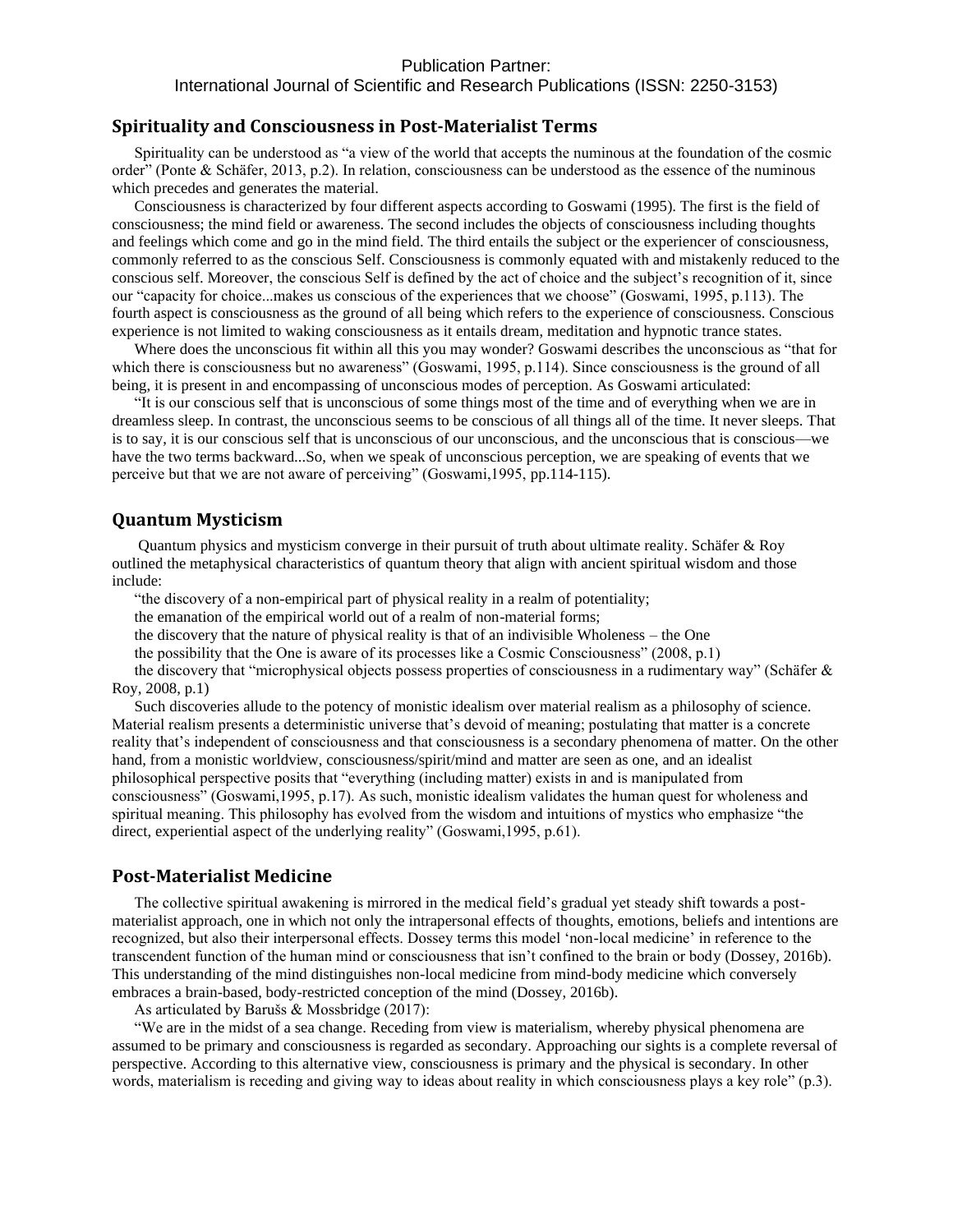## Spirituality and Consciousness in Post-Materialist Terms

Spirituality can be understood as "a view of the world that accepts the numinous at the foundation of the cosmic order" (Ponte & Schäfer, 2013, p.2). In relation, consciousness can be understood as the essence of the numinous which precedes and generates the material.

Consciousness is characterized by four different aspects according to Goswami (1995). The first is the field of consciousness; the mind field or awareness. The second includes the objects of consciousness including thoughts and feelings which come and go in the mind field. The third entails the subject or the experiencer of consciousness, commonly referred to as the conscious Self. Consciousness is commonly equated with and mistakenly reduced to the conscious self. Moreover, the conscious Self is defined by the act of choice and the subject's recognition of it, since our "capacity for choice...makes us conscious of the experiences that we choose" (Goswami, 1995, p.113). The fourth aspect is consciousness as the ground of all being which refers to the experience of consciousness. Conscious experience is not limited to waking consciousness as it entails dream, meditation and hypnotic trance states.

Where does the unconscious fit within all this you may wonder? Goswami describes the unconscious as "that for which there is consciousness but no awareness" (Goswami, 1995, p.114). Since consciousness is the ground of all being, it is present in and encompassing of unconscious modes of perception. As Goswami articulated:

"It is our conscious self that is unconscious of some things most of the time and of everything when we are in dreamless sleep. In contrast, the unconscious seems to be conscious of all things all of the time. It never sleeps. That is to say, it is our conscious self that is unconscious of our unconscious, and the unconscious that is conscious—we have the two terms backward...So, when we speak of unconscious perception, we are speaking of events that we perceive but that we are not aware of perceiving" (Goswami,1995, pp.114-115).

## Quantum Mysticism

Quantum physics and mysticism converge in their pursuit of truth about ultimate reality. Schäfer & Roy outlined the metaphysical characteristics of quantum theory that align with ancient spiritual wisdom and those include:

"the discovery of a non-empirical part of physical reality in a realm of potentiality;

the emanation of the empirical world out of a realm of non-material forms;

the discovery that the nature of physical reality is that of an indivisible Wholeness – the One

the possibility that the One is aware of its processes like a Cosmic Consciousness" (2008, p.1)

the discovery that "microphysical objects possess properties of consciousness in a rudimentary way" (Schäfer & Roy, 2008, p.1)

Such discoveries allude to the potency of monistic idealism over material realism as a philosophy of science. Material realism presents a deterministic universe that's devoid of meaning; postulating that matter is a concrete reality that's independent of consciousness and that consciousness is a secondary phenomena of matter. On the other hand, from a monistic worldview, consciousness/spirit/mind and matter are seen as one, and an idealist philosophical perspective posits that "everything (including matter) exists in and is manipulated from consciousness" (Goswami,1995, p.17). As such, monistic idealism validates the human quest for wholeness and spiritual meaning. This philosophy has evolved from the wisdom and intuitions of mystics who emphasize "the direct, experiential aspect of the underlying reality" (Goswami,1995, p.61).

## Post-Materialist Medicine

The collective spiritual awakening is mirrored in the medical field's gradual yet steady shift towards a post-materialist approach, one in which not only the intrapersonal effects of thoughts, emotions, beliefs and intentions are recognized, but also their interpersonal effects. Dossey terms this model 'non-local medicine' in reference to the transcendent function of the human mind or consciousness that isn't confined to the brain or body (Dossey, 2016b). This understanding of the mind distinguishes non-local medicine from mind-body medicine which conversely embraces a brain-based, body-restricted conception of the mind (Dossey, 2016b).

As articulated by Barušs & Mossbridge (2017):

"We are in the midst of a sea change. Receding from view is materialism, whereby physical phenomena are assumed to be primary and consciousness is regarded as secondary. Approaching our sights is a complete reversal of perspective. According to this alternative view, consciousness is primary and the physical is secondary. In other words, materialism is receding and giving way to ideas about reality in which consciousness plays a key role" (p.3).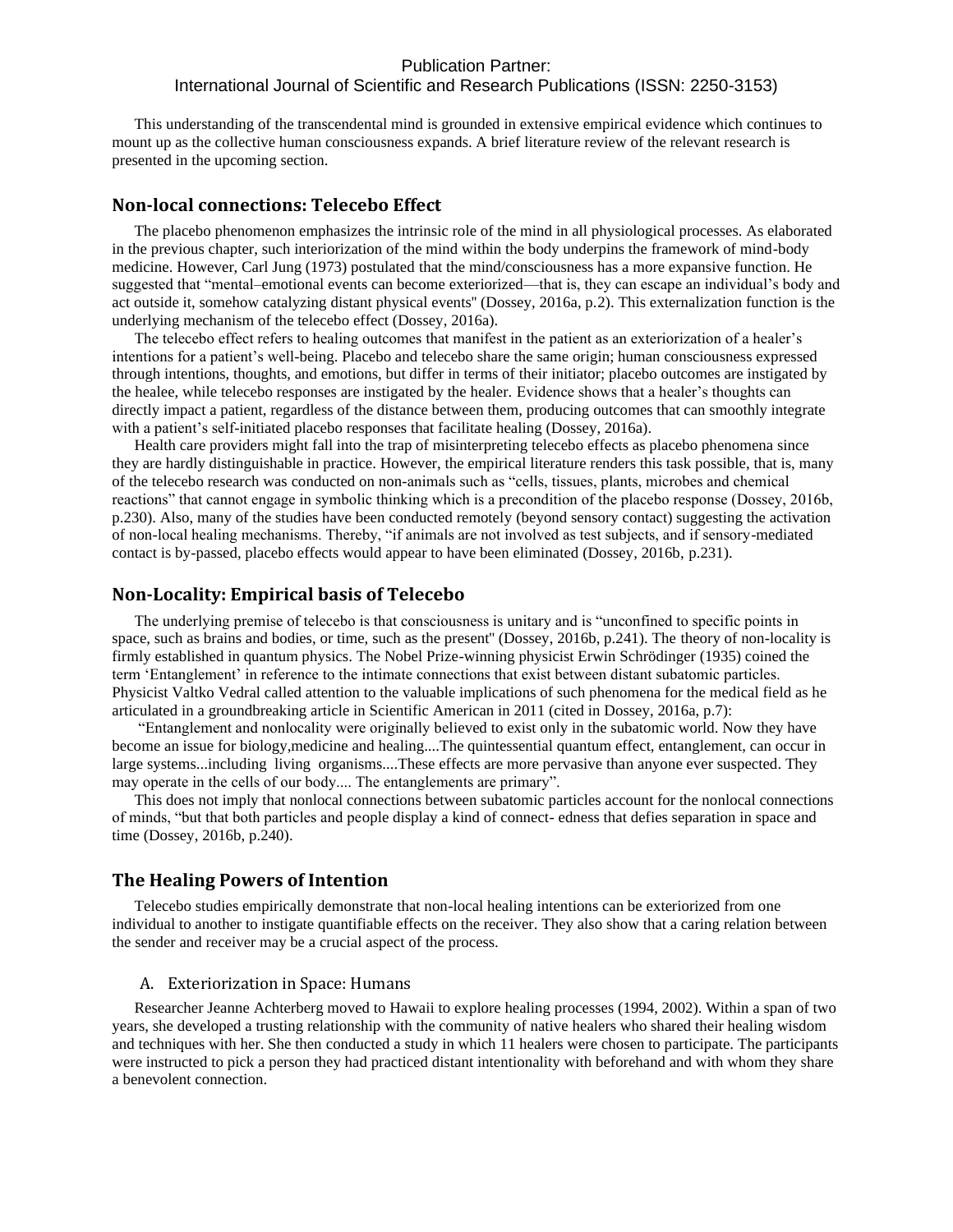This understanding of the transcendental mind is grounded in extensive empirical evidence which continues to mount up as the collective human consciousness expands. A brief literature review of the relevant research is presented in the upcoming section.

## Non-local connections: Telecebo Effect

The placebo phenomenon emphasizes the intrinsic role of the mind in all physiological processes. As elaborated in the previous chapter, such interiorization of the mind within the body underpins the framework of mind-body medicine. However, Carl Jung (1973) postulated that the mind/consciousness has a more expansive function. He suggested that "mental–emotional events can become exteriorized—that is, they can escape an individual's body and act outside it, somehow catalyzing distant physical events" (Dossey, 2016a, p.2). This externalization function is the underlying mechanism of the telecebo effect (Dossey, 2016a).

The telecebo effect refers to healing outcomes that manifest in the patient as an exteriorization of a healer's intentions for a patient's well-being. Placebo and telecebo share the same origin; human consciousness expressed through intentions, thoughts, and emotions, but differ in terms of their initiator; placebo outcomes are instigated by the healee, while telecebo responses are instigated by the healer. Evidence shows that a healer's thoughts can directly impact a patient, regardless of the distance between them, producing outcomes that can smoothly integrate with a patient's self-initiated placebo responses that facilitate healing (Dossey, 2016a).

Health care providers might fall into the trap of misinterpreting telecebo effects as placebo phenomena since they are hardly distinguishable in practice. However, the empirical literature renders this task possible, that is, many of the telecebo research was conducted on non-animals such as "cells, tissues, plants, microbes and chemical reactions" that cannot engage in symbolic thinking which is a precondition of the placebo response (Dossey, 2016b, p.230). Also, many of the studies have been conducted remotely (beyond sensory contact) suggesting the activation of non-local healing mechanisms. Thereby, "if animals are not involved as test subjects, and if sensory-mediated contact is by-passed, placebo effects would appear to have been eliminated (Dossey, 2016b, p.231).

## Non-Locality: Empirical basis of Telecebo

The underlying premise of telecebo is that consciousness is unitary and is "unconfined to specific points in space, such as brains and bodies, or time, such as the present" (Dossey, 2016b, p.241). The theory of non-locality is firmly established in quantum physics. The Nobel Prize-winning physicist Erwin Schrödinger (1935) coined the term 'Entanglement' in reference to the intimate connections that exist between distant subatomic particles. Physicist Valtko Vedral called attention to the valuable implications of such phenomena for the medical field as he articulated in a groundbreaking article in Scientific American in 2011 (cited in Dossey, 2016a, p.7):

"Entanglement and nonlocality were originally believed to exist only in the subatomic world. Now they have become an issue for biology,medicine and healing....The quintessential quantum effect, entanglement, can occur in large systems...including living organisms....These effects are more pervasive than anyone ever suspected. They may operate in the cells of our body.... The entanglements are primary".

This does not imply that nonlocal connections between subatomic particles account for the nonlocal connections of minds, "but that both particles and people display a kind of connect- edness that defies separation in space and time (Dossey, 2016b, p.240).

## The Healing Powers of Intention

Telecebo studies empirically demonstrate that non-local healing intentions can be exteriorized from one individual to another to instigate quantifiable effects on the receiver. They also show that a caring relation between the sender and receiver may be a crucial aspect of the process.

### A. Exteriorization in Space: Humans

Researcher Jeanne Achterberg moved to Hawaii to explore healing processes (1994, 2002). Within a span of two years, she developed a trusting relationship with the community of native healers who shared their healing wisdom and techniques with her. She then conducted a study in which 11 healers were chosen to participate. The participants were instructed to pick a person they had practiced distant intentionality with beforehand and with whom they share a benevolent connection.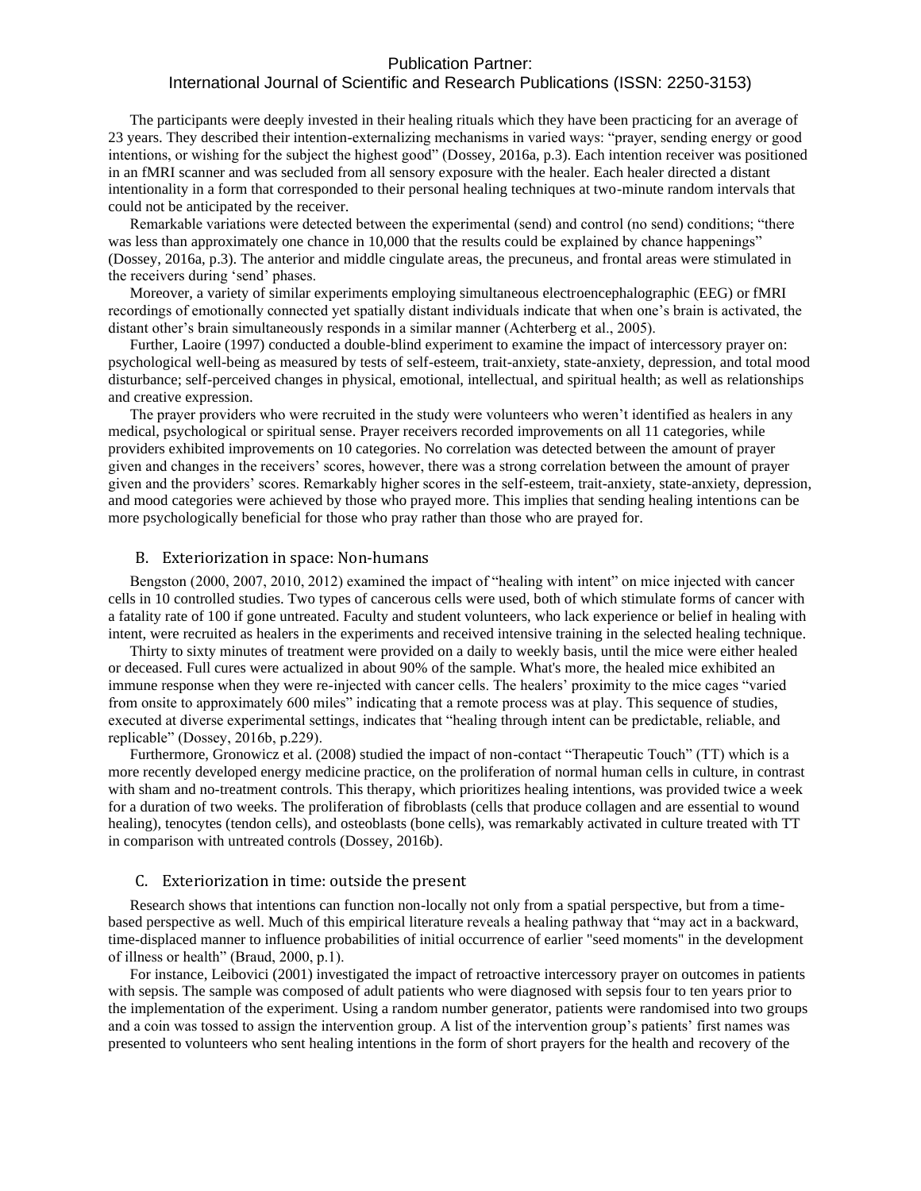The participants were deeply invested in their healing rituals which they have been practicing for an average of 23 years. They described their intention-externalizing mechanisms in varied ways: "prayer, sending energy or good intentions, or wishing for the subject the highest good" (Dossey, 2016a, p.3). Each intention receiver was positioned in an fMRI scanner and was secluded from all sensory exposure with the healer. Each healer directed a distant intentionality in a form that corresponded to their personal healing techniques at two-minute random intervals that could not be anticipated by the receiver.

Remarkable variations were detected between the experimental (send) and control (no send) conditions; "there was less than approximately one chance in 10,000 that the results could be explained by chance happenings" (Dossey, 2016a, p.3). The anterior and middle cingulate areas, the precuneus, and frontal areas were stimulated in the receivers during 'send' phases.

Moreover, a variety of similar experiments employing simultaneous electroencephalographic (EEG) or fMRI recordings of emotionally connected yet spatially distant individuals indicate that when one's brain is activated, the distant other's brain simultaneously responds in a similar manner (Achterberg et al., 2005).

Further, Laoire (1997) conducted a double-blind experiment to examine the impact of intercessory prayer on: psychological well-being as measured by tests of self-esteem, trait-anxiety, state-anxiety, depression, and total mood disturbance; self-perceived changes in physical, emotional, intellectual, and spiritual health; as well as relationships and creative expression.

The prayer providers who were recruited in the study were volunteers who weren't identified as healers in any medical, psychological or spiritual sense. Prayer receivers recorded improvements on all 11 categories, while providers exhibited improvements on 10 categories. No correlation was detected between the amount of prayer given and changes in the receivers' scores, however, there was a strong correlation between the amount of prayer given and the providers' scores. Remarkably higher scores in the self-esteem, trait-anxiety, state-anxiety, depression, and mood categories were achieved by those who prayed more. This implies that sending healing intentions can be more psychologically beneficial for those who pray rather than those who are prayed for.

## B. Exteriorization in space: Non-humans

Bengston (2000, 2007, 2010, 2012) examined the impact of "healing with intent" on mice injected with cancer cells in 10 controlled studies. Two types of cancerous cells were used, both of which stimulate forms of cancer with a fatality rate of 100 if gone untreated. Faculty and student volunteers, who lack experience or belief in healing with intent, were recruited as healers in the experiments and received intensive training in the selected healing technique.

Thirty to sixty minutes of treatment were provided on a daily to weekly basis, until the mice were either healed or deceased. Full cures were actualized in about 90% of the sample. What's more, the healed mice exhibited an immune response when they were re-injected with cancer cells. The healers' proximity to the mice cages "varied from onsite to approximately 600 miles" indicating that a remote process was at play. This sequence of studies, executed at diverse experimental settings, indicates that "healing through intent can be predictable, reliable, and replicable" (Dossey, 2016b, p.229).

Furthermore, Gronowicz et al. (2008) studied the impact of non-contact "Therapeutic Touch" (TT) which is a more recently developed energy medicine practice, on the proliferation of normal human cells in culture, in contrast with sham and no-treatment controls. This therapy, which prioritizes healing intentions, was provided twice a week for a duration of two weeks. The proliferation of fibroblasts (cells that produce collagen and are essential to wound healing), tenocytes (tendon cells), and osteoblasts (bone cells), was remarkably activated in culture treated with TT in comparison with untreated controls (Dossey, 2016b).

## C. Exteriorization in time: outside the present

Research shows that intentions can function non-locally not only from a spatial perspective, but from a time-based perspective as well. Much of this empirical literature reveals a healing pathway that "may act in a backward, time-displaced manner to influence probabilities of initial occurrence of earlier "seed moments" in the development of illness or health" (Braud, 2000, p.1).

For instance, Leibovici (2001) investigated the impact of retroactive intercessory prayer on outcomes in patients with sepsis. The sample was composed of adult patients who were diagnosed with sepsis four to ten years prior to the implementation of the experiment. Using a random number generator, patients were randomised into two groups and a coin was tossed to assign the intervention group. A list of the intervention group's patients' first names was presented to volunteers who sent healing intentions in the form of short prayers for the health and recovery of the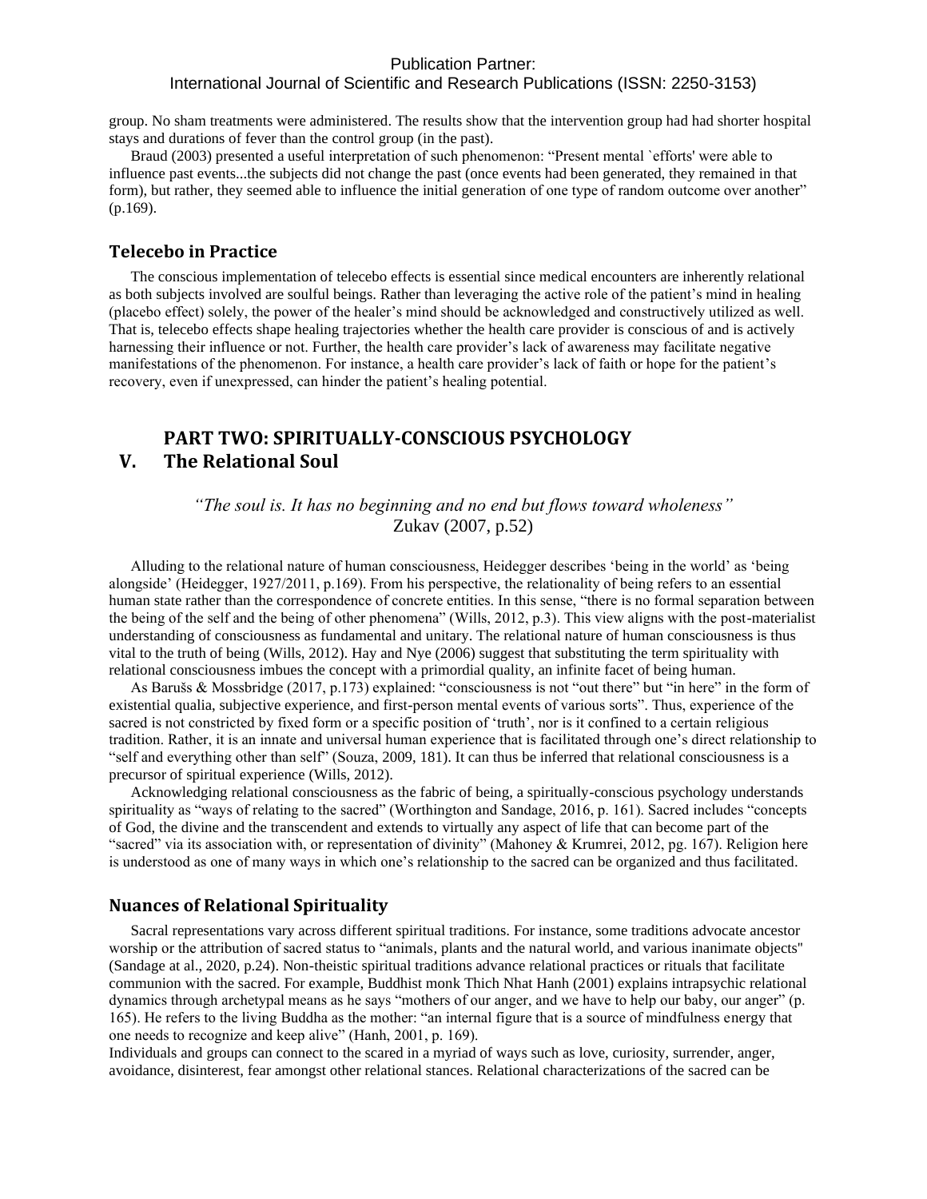group. No sham treatments were administered. The results show that the intervention group had had shorter hospital stays and durations of fever than the control group (in the past).

Braud (2003) presented a useful interpretation of such phenomenon: "Present mental `efforts' were able to influence past events...the subjects did not change the past (once events had been generated, they remained in that form), but rather, they seemed able to influence the initial generation of one type of random outcome over another" (p.169).

### Telecebo in Practice

The conscious implementation of telecebo effects is essential since medical encounters are inherently relational as both subjects involved are soulful beings. Rather than leveraging the active role of the patient's mind in healing (placebo effect) solely, the power of the healer's mind should be acknowledged and constructively utilized as well. That is, telecebo effects shape healing trajectories whether the health care provider is conscious of and is actively harnessing their influence or not. Further, the health care provider's lack of awareness may facilitate negative manifestations of the phenomenon. For instance, a health care provider's lack of faith or hope for the patient's recovery, even if unexpressed, can hinder the patient's healing potential.

## PART TWO: SPIRITUALLY-CONSCIOUS PSYCHOLOGY

## V. The Relational Soul

*"The soul is. It has no beginning and no end but flows toward wholeness"*
Zukav (2007, p.52)

Alluding to the relational nature of human consciousness, Heidegger describes 'being in the world' as 'being alongside' (Heidegger, 1927/2011, p.169). From his perspective, the relationality of being refers to an essential human state rather than the correspondence of concrete entities. In this sense, "there is no formal separation between the being of the self and the being of other phenomena" (Wills, 2012, p.3). This view aligns with the post-materialist understanding of consciousness as fundamental and unitary. The relational nature of human consciousness is thus vital to the truth of being (Wills, 2012). Hay and Nye (2006) suggest that substituting the term spirituality with relational consciousness imbues the concept with a primordial quality, an infinite facet of being human.

As Barušs & Mossbridge (2017, p.173) explained: "consciousness is not "out there" but "in here" in the form of existential qualia, subjective experience, and first-person mental events of various sorts". Thus, experience of the sacred is not constricted by fixed form or a specific position of 'truth', nor is it confined to a certain religious tradition. Rather, it is an innate and universal human experience that is facilitated through one's direct relationship to "self and everything other than self" (Souza, 2009, 181). It can thus be inferred that relational consciousness is a precursor of spiritual experience (Wills, 2012).

Acknowledging relational consciousness as the fabric of being, a spiritually-conscious psychology understands spirituality as "ways of relating to the sacred" (Worthington and Sandage, 2016, p. 161). Sacred includes "concepts of God, the divine and the transcendent and extends to virtually any aspect of life that can become part of the "sacred" via its association with, or representation of divinity" (Mahoney & Krumrei, 2012, pg. 167). Religion here is understood as one of many ways in which one's relationship to the sacred can be organized and thus facilitated.

### Nuances of Relational Spirituality

Sacral representations vary across different spiritual traditions. For instance, some traditions advocate ancestor worship or the attribution of sacred status to "animals, plants and the natural world, and various inanimate objects" (Sandage at al., 2020, p.24). Non-theistic spiritual traditions advance relational practices or rituals that facilitate communion with the sacred. For example, Buddhist monk Thich Nhat Hanh (2001) explains intrapsychic relational dynamics through archetypal means as he says "mothers of our anger, and we have to help our baby, our anger" (p. 165). He refers to the living Buddha as the mother: "an internal figure that is a source of mindfulness energy that one needs to recognize and keep alive" (Hanh, 2001, p. 169).

Individuals and groups can connect to the scared in a myriad of ways such as love, curiosity, surrender, anger, avoidance, disinterest, fear amongst other relational stances. Relational characterizations of the sacred can be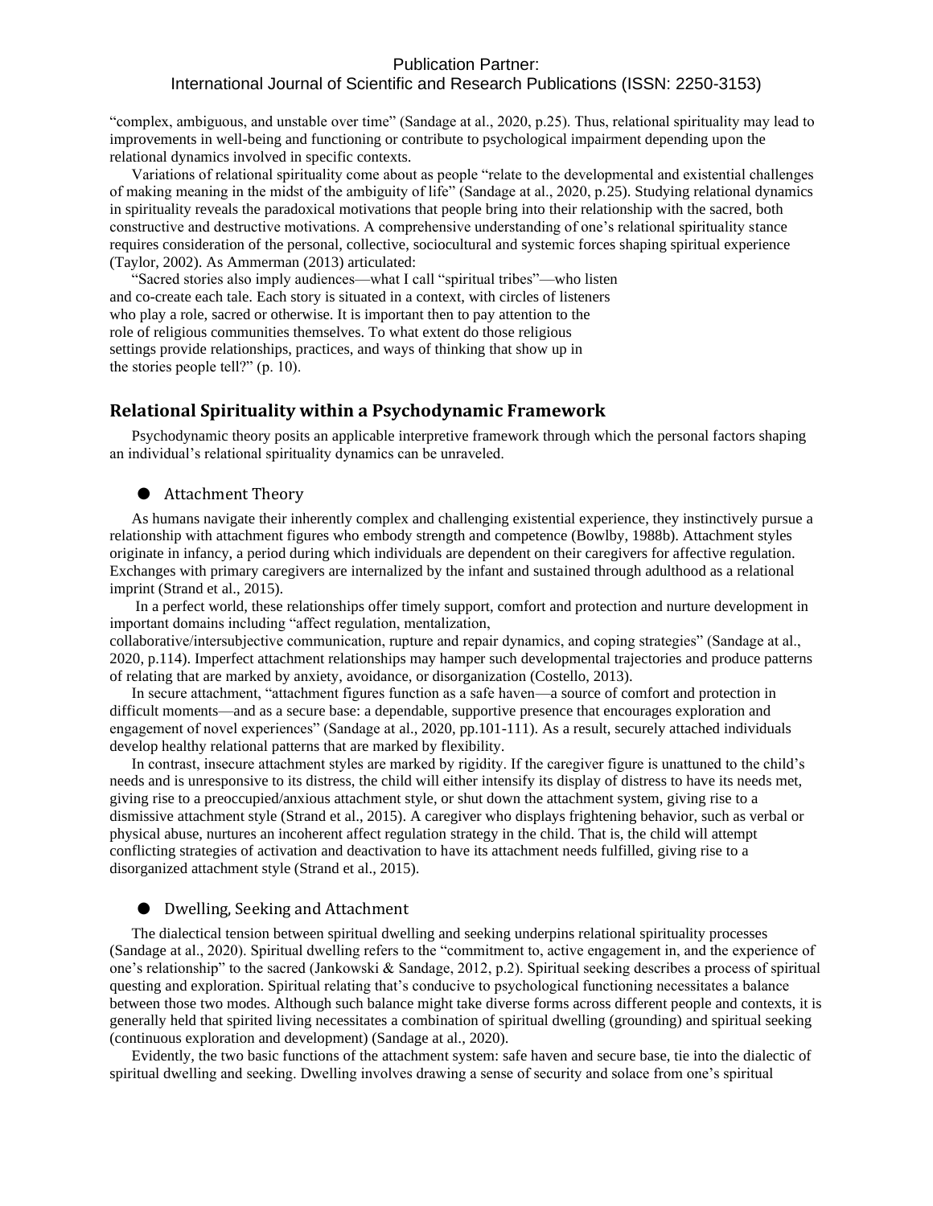"complex, ambiguous, and unstable over time" (Sandage at al., 2020, p.25). Thus, relational spirituality may lead to improvements in well-being and functioning or contribute to psychological impairment depending upon the relational dynamics involved in specific contexts.

Variations of relational spirituality come about as people "relate to the developmental and existential challenges of making meaning in the midst of the ambiguity of life" (Sandage at al., 2020, p.25). Studying relational dynamics in spirituality reveals the paradoxical motivations that people bring into their relationship with the sacred, both constructive and destructive motivations. A comprehensive understanding of one's relational spirituality stance requires consideration of the personal, collective, sociocultural and systemic forces shaping spiritual experience (Taylor, 2002). As Ammerman (2013) articulated:

> "Sacred stories also imply audiences—what I call "spiritual tribes"—who listen and co-create each tale. Each story is situated in a context, with circles of listeners who play a role, sacred or otherwise. It is important then to pay attention to the role of religious communities themselves. To what extent do those religious settings provide relationships, practices, and ways of thinking that show up in the stories people tell?" (p. 10).

## Relational Spirituality within a Psychodynamic Framework

Psychodynamic theory posits an applicable interpretive framework through which the personal factors shaping an individual's relational spirituality dynamics can be unraveled.

- ### Attachment Theory

As humans navigate their inherently complex and challenging existential experience, they instinctively pursue a relationship with attachment figures who embody strength and competence (Bowlby, 1988b). Attachment styles originate in infancy, a period during which individuals are dependent on their caregivers for affective regulation. Exchanges with primary caregivers are internalized by the infant and sustained through adulthood as a relational imprint (Strand et al., 2015).

In a perfect world, these relationships offer timely support, comfort and protection and nurture development in important domains including "affect regulation, mentalization, collaborative/intersubjective communication, rupture and repair dynamics, and coping strategies" (Sandage at al., 2020, p.114). Imperfect attachment relationships may hamper such developmental trajectories and produce patterns of relating that are marked by anxiety, avoidance, or disorganization (Costello, 2013).

In secure attachment, "attachment figures function as a safe haven—a source of comfort and protection in difficult moments—and as a secure base: a dependable, supportive presence that encourages exploration and engagement of novel experiences" (Sandage at al., 2020, pp.101-111). As a result, securely attached individuals develop healthy relational patterns that are marked by flexibility.

In contrast, insecure attachment styles are marked by rigidity. If the caregiver figure is unattuned to the child's needs and is unresponsive to its distress, the child will either intensify its display of distress to have its needs met, giving rise to a preoccupied/anxious attachment style, or shut down the attachment system, giving rise to a dismissive attachment style (Strand et al., 2015). A caregiver who displays frightening behavior, such as verbal or physical abuse, nurtures an incoherent affect regulation strategy in the child. That is, the child will attempt conflicting strategies of activation and deactivation to have its attachment needs fulfilled, giving rise to a disorganized attachment style (Strand et al., 2015).

- ### Dwelling, Seeking and Attachment

The dialectical tension between spiritual dwelling and seeking underpins relational spirituality processes (Sandage at al., 2020). Spiritual dwelling refers to the "commitment to, active engagement in, and the experience of one's relationship" to the sacred (Jankowski & Sandage, 2012, p.2). Spiritual seeking describes a process of spiritual questing and exploration. Spiritual relating that's conducive to psychological functioning necessitates a balance between those two modes. Although such balance might take diverse forms across different people and contexts, it is generally held that spirited living necessitates a combination of spiritual dwelling (grounding) and spiritual seeking (continuous exploration and development) (Sandage at al., 2020).

Evidently, the two basic functions of the attachment system: safe haven and secure base, tie into the dialectic of spiritual dwelling and seeking. Dwelling involves drawing a sense of security and solace from one's spiritual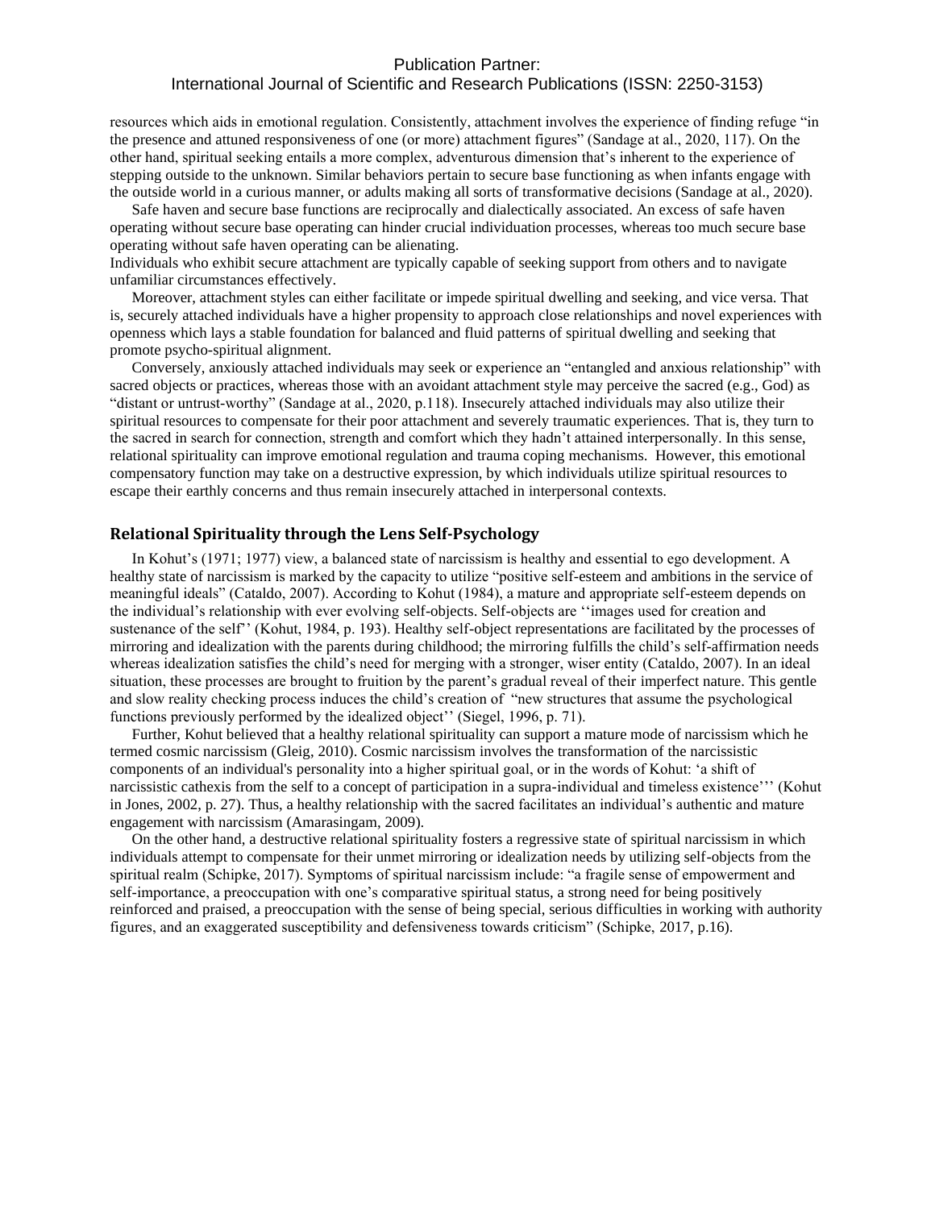resources which aids in emotional regulation. Consistently, attachment involves the experience of finding refuge "in the presence and attuned responsiveness of one (or more) attachment figures" (Sandage at al., 2020, 117). On the other hand, spiritual seeking entails a more complex, adventurous dimension that's inherent to the experience of stepping outside to the unknown. Similar behaviors pertain to secure base functioning as when infants engage with the outside world in a curious manner, or adults making all sorts of transformative decisions (Sandage at al., 2020).

Safe haven and secure base functions are reciprocally and dialectically associated. An excess of safe haven operating without secure base operating can hinder crucial individuation processes, whereas too much secure base operating without safe haven operating can be alienating.

Individuals who exhibit secure attachment are typically capable of seeking support from others and to navigate unfamiliar circumstances effectively.

Moreover, attachment styles can either facilitate or impede spiritual dwelling and seeking, and vice versa. That is, securely attached individuals have a higher propensity to approach close relationships and novel experiences with openness which lays a stable foundation for balanced and fluid patterns of spiritual dwelling and seeking that promote psycho-spiritual alignment.

Conversely, anxiously attached individuals may seek or experience an "entangled and anxious relationship" with sacred objects or practices, whereas those with an avoidant attachment style may perceive the sacred (e.g., God) as "distant or untrust-worthy" (Sandage at al., 2020, p.118). Insecurely attached individuals may also utilize their spiritual resources to compensate for their poor attachment and severely traumatic experiences. That is, they turn to the sacred in search for connection, strength and comfort which they hadn't attained interpersonally. In this sense, relational spirituality can improve emotional regulation and trauma coping mechanisms. However, this emotional compensatory function may take on a destructive expression, by which individuals utilize spiritual resources to escape their earthly concerns and thus remain insecurely attached in interpersonal contexts.

## Relational Spirituality through the Lens Self-Psychology

In Kohut's (1971; 1977) view, a balanced state of narcissism is healthy and essential to ego development. A healthy state of narcissism is marked by the capacity to utilize "positive self-esteem and ambitions in the service of meaningful ideals" (Cataldo, 2007). According to Kohut (1984), a mature and appropriate self-esteem depends on the individual's relationship with ever evolving self-objects. Self-objects are ''images used for creation and sustenance of the self'' (Kohut, 1984, p. 193). Healthy self-object representations are facilitated by the processes of mirroring and idealization with the parents during childhood; the mirroring fulfills the child's self-affirmation needs whereas idealization satisfies the child's need for merging with a stronger, wiser entity (Cataldo, 2007). In an ideal situation, these processes are brought to fruition by the parent's gradual reveal of their imperfect nature. This gentle and slow reality checking process induces the child's creation of "new structures that assume the psychological functions previously performed by the idealized object'' (Siegel, 1996, p. 71).

Further, Kohut believed that a healthy relational spirituality can support a mature mode of narcissism which he termed cosmic narcissism (Gleig, 2010). Cosmic narcissism involves the transformation of the narcissistic components of an individual's personality into a higher spiritual goal, or in the words of Kohut: 'a shift of narcissistic cathexis from the self to a concept of participation in a supra-individual and timeless existence''' (Kohut in Jones, 2002, p. 27). Thus, a healthy relationship with the sacred facilitates an individual's authentic and mature engagement with narcissism (Amarasingam, 2009).

On the other hand, a destructive relational spirituality fosters a regressive state of spiritual narcissism in which individuals attempt to compensate for their unmet mirroring or idealization needs by utilizing self-objects from the spiritual realm (Schipke, 2017). Symptoms of spiritual narcissism include: "a fragile sense of empowerment and self-importance, a preoccupation with one's comparative spiritual status, a strong need for being positively reinforced and praised, a preoccupation with the sense of being special, serious difficulties in working with authority figures, and an exaggerated susceptibility and defensiveness towards criticism" (Schipke, 2017, p.16).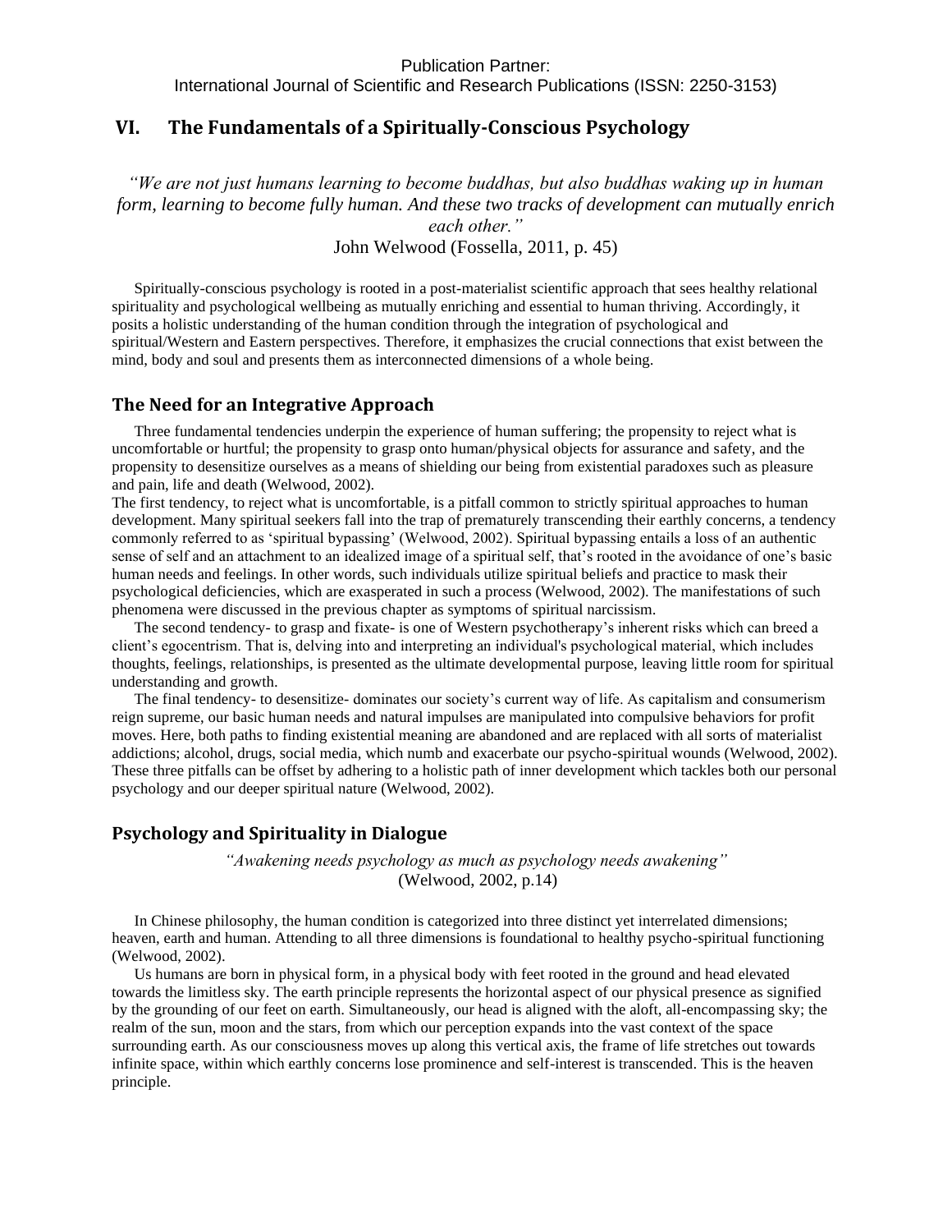# VI. The Fundamentals of a Spiritually-Conscious Psychology

*"We are not just humans learning to become buddhas, but also buddhas waking up in human form, learning to become fully human. And these two tracks of development can mutually enrich each other."*
John Welwood (Fossella, 2011, p. 45)

Spiritually-conscious psychology is rooted in a post-materialist scientific approach that sees healthy relational spirituality and psychological wellbeing as mutually enriching and essential to human thriving. Accordingly, it posits a holistic understanding of the human condition through the integration of psychological and spiritual/Western and Eastern perspectives. Therefore, it emphasizes the crucial connections that exist between the mind, body and soul and presents them as interconnected dimensions of a whole being.

## The Need for an Integrative Approach

Three fundamental tendencies underpin the experience of human suffering; the propensity to reject what is uncomfortable or hurtful; the propensity to grasp onto human/physical objects for assurance and safety, and the propensity to desensitize ourselves as a means of shielding our being from existential paradoxes such as pleasure and pain, life and death (Welwood, 2002).

The first tendency, to reject what is uncomfortable, is a pitfall common to strictly spiritual approaches to human development. Many spiritual seekers fall into the trap of prematurely transcending their earthly concerns, a tendency commonly referred to as 'spiritual bypassing' (Welwood, 2002). Spiritual bypassing entails a loss of an authentic sense of self and an attachment to an idealized image of a spiritual self, that's rooted in the avoidance of one's basic human needs and feelings. In other words, such individuals utilize spiritual beliefs and practice to mask their psychological deficiencies, which are exasperated in such a process (Welwood, 2002). The manifestations of such phenomena were discussed in the previous chapter as symptoms of spiritual narcissism.

The second tendency- to grasp and fixate- is one of Western psychotherapy's inherent risks which can breed a client's egocentrism. That is, delving into and interpreting an individual's psychological material, which includes thoughts, feelings, relationships, is presented as the ultimate developmental purpose, leaving little room for spiritual understanding and growth.

The final tendency- to desensitize- dominates our society's current way of life. As capitalism and consumerism reign supreme, our basic human needs and natural impulses are manipulated into compulsive behaviors for profit moves. Here, both paths to finding existential meaning are abandoned and are replaced with all sorts of materialist addictions; alcohol, drugs, social media, which numb and exacerbate our psycho-spiritual wounds (Welwood, 2002). These three pitfalls can be offset by adhering to a holistic path of inner development which tackles both our personal psychology and our deeper spiritual nature (Welwood, 2002).

## Psychology and Spirituality in Dialogue

*"Awakening needs psychology as much as psychology needs awakening"*
(Welwood, 2002, p.14)

In Chinese philosophy, the human condition is categorized into three distinct yet interrelated dimensions; heaven, earth and human. Attending to all three dimensions is foundational to healthy psycho-spiritual functioning (Welwood, 2002).

Us humans are born in physical form, in a physical body with feet rooted in the ground and head elevated towards the limitless sky. The earth principle represents the horizontal aspect of our physical presence as signified by the grounding of our feet on earth. Simultaneously, our head is aligned with the aloft, all-encompassing sky; the realm of the sun, moon and the stars, from which our perception expands into the vast context of the space surrounding earth. As our consciousness moves up along this vertical axis, the frame of life stretches out towards infinite space, within which earthly concerns lose prominence and self-interest is transcended. This is the heaven principle.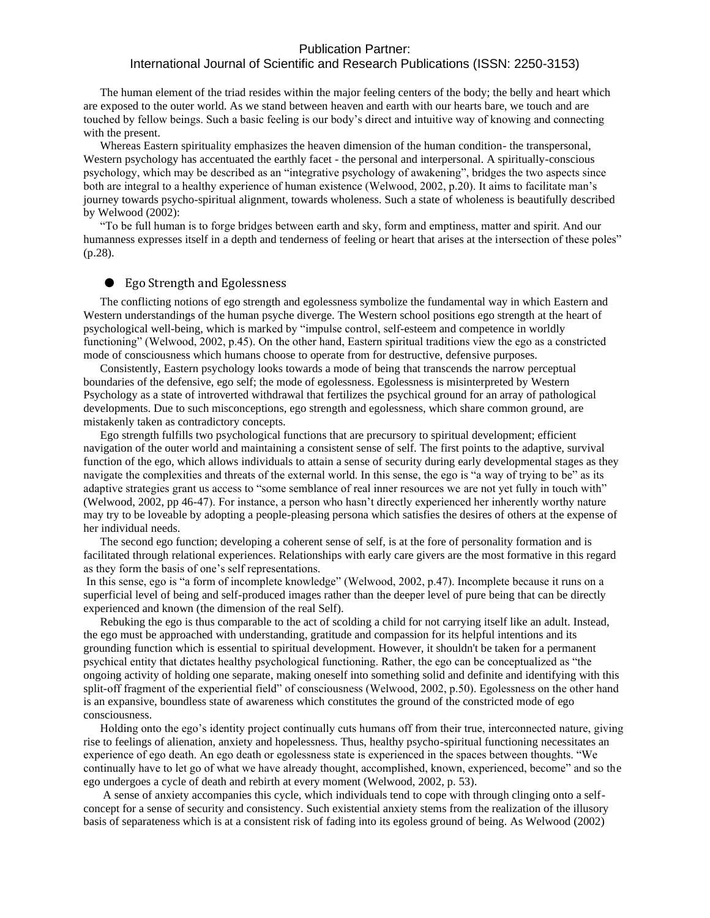The human element of the triad resides within the major feeling centers of the body; the belly and heart which are exposed to the outer world. As we stand between heaven and earth with our hearts bare, we touch and are touched by fellow beings. Such a basic feeling is our body's direct and intuitive way of knowing and connecting with the present.

Whereas Eastern spirituality emphasizes the heaven dimension of the human condition- the transpersonal, Western psychology has accentuated the earthly facet - the personal and interpersonal. A spiritually-conscious psychology, which may be described as an "integrative psychology of awakening", bridges the two aspects since both are integral to a healthy experience of human existence (Welwood, 2002, p.20). It aims to facilitate man's journey towards psycho-spiritual alignment, towards wholeness. Such a state of wholeness is beautifully described by Welwood (2002):

"To be full human is to forge bridges between earth and sky, form and emptiness, matter and spirit. And our humanness expresses itself in a depth and tenderness of feeling or heart that arises at the intersection of these poles" (p.28).

- Ego Strength and Egolessness

The conflicting notions of ego strength and egolessness symbolize the fundamental way in which Eastern and Western understandings of the human psyche diverge. The Western school positions ego strength at the heart of psychological well-being, which is marked by "impulse control, self-esteem and competence in worldly functioning" (Welwood, 2002, p.45). On the other hand, Eastern spiritual traditions view the ego as a constricted mode of consciousness which humans choose to operate from for destructive, defensive purposes.

Consistently, Eastern psychology looks towards a mode of being that transcends the narrow perceptual boundaries of the defensive, ego self; the mode of egolessness. Egolessness is misinterpreted by Western Psychology as a state of introverted withdrawal that fertilizes the psychical ground for an array of pathological developments. Due to such misconceptions, ego strength and egolessness, which share common ground, are mistakenly taken as contradictory concepts.

Ego strength fulfills two psychological functions that are precursory to spiritual development; efficient navigation of the outer world and maintaining a consistent sense of self. The first points to the adaptive, survival function of the ego, which allows individuals to attain a sense of security during early developmental stages as they navigate the complexities and threats of the external world. In this sense, the ego is "a way of trying to be" as its adaptive strategies grant us access to "some semblance of real inner resources we are not yet fully in touch with" (Welwood, 2002, pp 46-47). For instance, a person who hasn't directly experienced her inherently worthy nature may try to be loveable by adopting a people-pleasing persona which satisfies the desires of others at the expense of her individual needs.

The second ego function; developing a coherent sense of self, is at the fore of personality formation and is facilitated through relational experiences. Relationships with early care givers are the most formative in this regard as they form the basis of one's self representations.

In this sense, ego is "a form of incomplete knowledge" (Welwood, 2002, p.47). Incomplete because it runs on a superficial level of being and self-produced images rather than the deeper level of pure being that can be directly experienced and known (the dimension of the real Self).

Rebuking the ego is thus comparable to the act of scolding a child for not carrying itself like an adult. Instead, the ego must be approached with understanding, gratitude and compassion for its helpful intentions and its grounding function which is essential to spiritual development. However, it shouldn't be taken for a permanent psychical entity that dictates healthy psychological functioning. Rather, the ego can be conceptualized as "the ongoing activity of holding one separate, making oneself into something solid and definite and identifying with this split-off fragment of the experiential field" of consciousness (Welwood, 2002, p.50). Egolessness on the other hand is an expansive, boundless state of awareness which constitutes the ground of the constricted mode of ego consciousness.

Holding onto the ego's identity project continually cuts humans off from their true, interconnected nature, giving rise to feelings of alienation, anxiety and hopelessness. Thus, healthy psycho-spiritual functioning necessitates an experience of ego death. An ego death or egolessness state is experienced in the spaces between thoughts. "We continually have to let go of what we have already thought, accomplished, known, experienced, become" and so the ego undergoes a cycle of death and rebirth at every moment (Welwood, 2002, p. 53).

A sense of anxiety accompanies this cycle, which individuals tend to cope with through clinging onto a self-concept for a sense of security and consistency. Such existential anxiety stems from the realization of the illusory basis of separateness which is at a consistent risk of fading into its egoless ground of being. As Welwood (2002)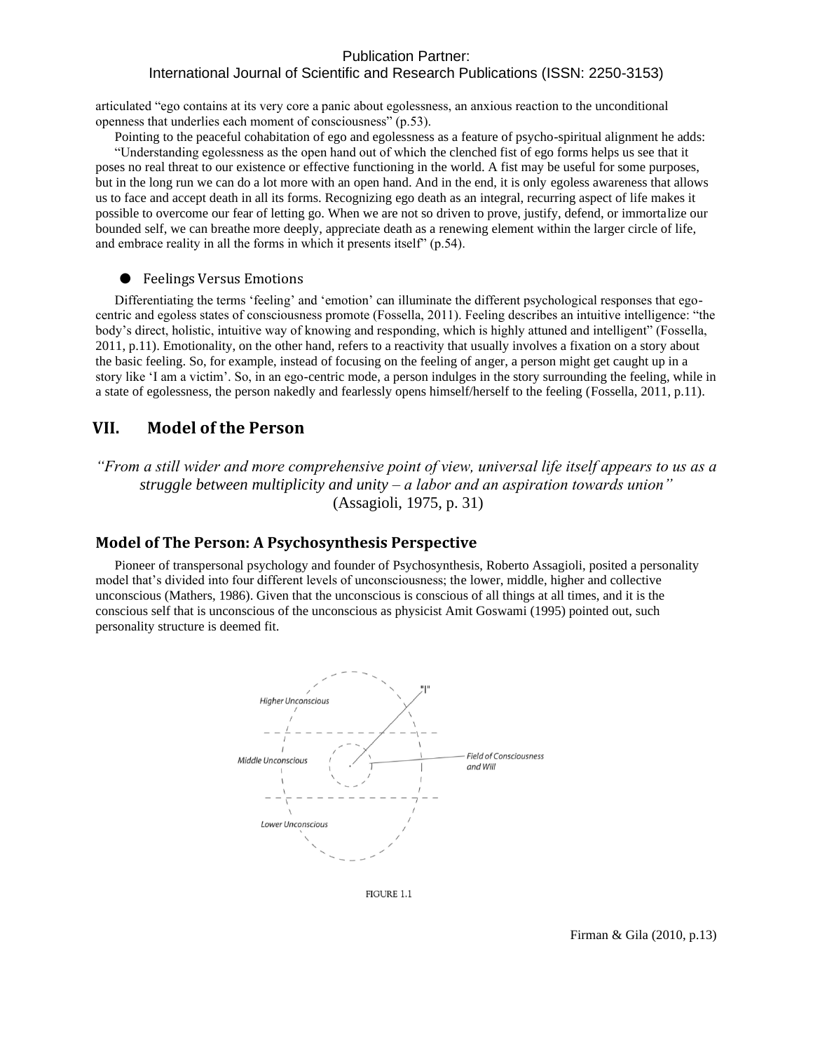articulated "ego contains at its very core a panic about egolessness, an anxious reaction to the unconditional openness that underlies each moment of consciousness" (p.53).

Pointing to the peaceful cohabitation of ego and egolessness as a feature of psycho-spiritual alignment he adds:

"Understanding egolessness as the open hand out of which the clenched fist of ego forms helps us see that it poses no real threat to our existence or effective functioning in the world. A fist may be useful for some purposes, but in the long run we can do a lot more with an open hand. And in the end, it is only egoless awareness that allows us to face and accept death in all its forms. Recognizing ego death as an integral, recurring aspect of life makes it possible to overcome our fear of letting go. When we are not so driven to prove, justify, defend, or immortalize our bounded self, we can breathe more deeply, appreciate death as a renewing element within the larger circle of life, and embrace reality in all the forms in which it presents itself" (p.54).

- Feelings Versus Emotions

Differentiating the terms 'feeling' and 'emotion' can illuminate the different psychological responses that ego-centric and egoless states of consciousness promote (Fossella, 2011). Feeling describes an intuitive intelligence: "the body's direct, holistic, intuitive way of knowing and responding, which is highly attuned and intelligent" (Fossella, 2011, p.11). Emotionality, on the other hand, refers to a reactivity that usually involves a fixation on a story about the basic feeling. So, for example, instead of focusing on the feeling of anger, a person might get caught up in a story like 'I am a victim'. So, in an ego-centric mode, a person indulges in the story surrounding the feeling, while in a state of egolessness, the person nakedly and fearlessly opens himself/herself to the feeling (Fossella, 2011, p.11).

## VII. Model of the Person

*"From a still wider and more comprehensive point of view, universal life itself appears to us as a struggle between multiplicity and unity – a labor and an aspiration towards union"*
(Assagioli, 1975, p. 31)

### Model of The Person: A Psychosynthesis Perspective

Pioneer of transpersonal psychology and founder of Psychosynthesis, Roberto Assagioli, posited a personality model that's divided into four different levels of unconsciousness; the lower, middle, higher and collective unconscious (Mathers, 1986). Given that the unconscious is conscious of all things at all times, and it is the conscious self that is unconscious of the unconscious as physicist Amit Goswami (1995) pointed out, such personality structure is deemed fit.

Higher Unconscious

"I"

Middle Unconscious

Field of Consciousness and Will

Lower Unconscious

FIGURE 1.1

Firman & Gila (2010, p.13)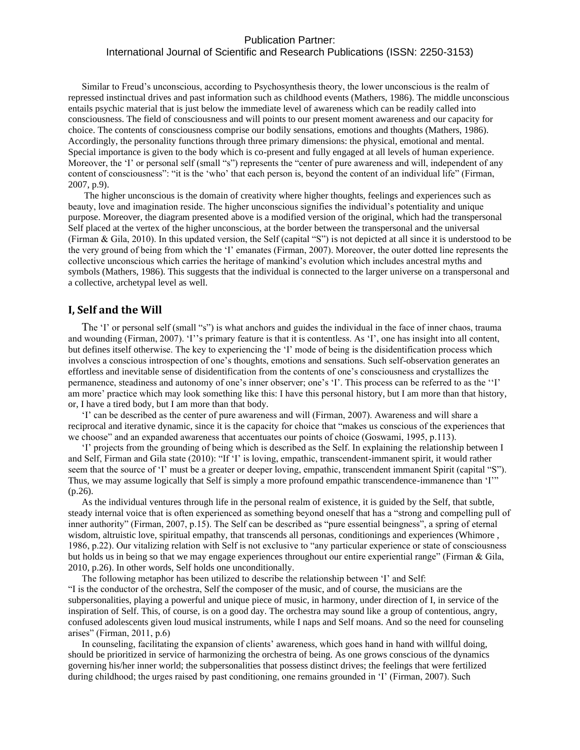Similar to Freud's unconscious, according to Psychosynthesis theory, the lower unconscious is the realm of repressed instinctual drives and past information such as childhood events (Mathers, 1986). The middle unconscious entails psychic material that is just below the immediate level of awareness which can be readily called into consciousness. The field of consciousness and will points to our present moment awareness and our capacity for choice. The contents of consciousness comprise our bodily sensations, emotions and thoughts (Mathers, 1986). Accordingly, the personality functions through three primary dimensions: the physical, emotional and mental. Special importance is given to the body which is co-present and fully engaged at all levels of human experience. Moreover, the 'I' or personal self (small "s") represents the "center of pure awareness and will, independent of any content of consciousness": "it is the 'who' that each person is, beyond the content of an individual life" (Firman, 2007, p.9).

The higher unconscious is the domain of creativity where higher thoughts, feelings and experiences such as beauty, love and imagination reside. The higher unconscious signifies the individual's potentiality and unique purpose. Moreover, the diagram presented above is a modified version of the original, which had the transpersonal Self placed at the vertex of the higher unconscious, at the border between the transpersonal and the universal (Firman & Gila, 2010). In this updated version, the Self (capital "S") is not depicted at all since it is understood to be the very ground of being from which the 'I' emanates (Firman, 2007). Moreover, the outer dotted line represents the collective unconscious which carries the heritage of mankind's evolution which includes ancestral myths and symbols (Mathers, 1986). This suggests that the individual is connected to the larger universe on a transpersonal and a collective, archetypal level as well.

## I, Self and the Will

The 'I' or personal self (small "s") is what anchors and guides the individual in the face of inner chaos, trauma and wounding (Firman, 2007). 'I''s primary feature is that it is contentless. As 'I', one has insight into all content, but defines itself otherwise. The key to experiencing the 'I' mode of being is the disidentification process which involves a conscious introspection of one's thoughts, emotions and sensations. Such self-observation generates an effortless and inevitable sense of disidentification from the contents of one's consciousness and crystallizes the permanence, steadiness and autonomy of one's inner observer; one's 'I'. This process can be referred to as the ''I' am more' practice which may look something like this: I have this personal history, but I am more than that history, or, I have a tired body, but I am more than that body.

'I' can be described as the center of pure awareness and will (Firman, 2007). Awareness and will share a reciprocal and iterative dynamic, since it is the capacity for choice that "makes us conscious of the experiences that we choose" and an expanded awareness that accentuates our points of choice (Goswami, 1995, p.113).

'I' projects from the grounding of being which is described as the Self. In explaining the relationship between I and Self, Firman and Gila state (2010): "If 'I' is loving, empathic, transcendent-immanent spirit, it would rather seem that the source of 'I' must be a greater or deeper loving, empathic, transcendent immanent Spirit (capital "S"). Thus, we may assume logically that Self is simply a more profound empathic transcendence-immanence than 'I'" (p.26).

As the individual ventures through life in the personal realm of existence, it is guided by the Self, that subtle, steady internal voice that is often experienced as something beyond oneself that has a "strong and compelling pull of inner authority" (Firman, 2007, p.15). The Self can be described as "pure essential beingness", a spring of eternal wisdom, altruistic love, spiritual empathy, that transcends all personas, conditionings and experiences (Whimore , 1986, p.22). Our vitalizing relation with Self is not exclusive to "any particular experience or state of consciousness but holds us in being so that we may engage experiences throughout our entire experiential range" (Firman & Gila, 2010, p.26). In other words, Self holds one unconditionally.

The following metaphor has been utilized to describe the relationship between 'I' and Self:
"I is the conductor of the orchestra, Self the composer of the music, and of course, the musicians are the subpersonalities, playing a powerful and unique piece of music, in harmony, under direction of I, in service of the inspiration of Self. This, of course, is on a good day. The orchestra may sound like a group of contentious, angry, confused adolescents given loud musical instruments, while I naps and Self moans. And so the need for counseling arises" (Firman, 2011, p.6)

In counseling, facilitating the expansion of clients' awareness, which goes hand in hand with willful doing, should be prioritized in service of harmonizing the orchestra of being. As one grows conscious of the dynamics governing his/her inner world; the subpersonalities that possess distinct drives; the feelings that were fertilized during childhood; the urges raised by past conditioning, one remains grounded in 'I' (Firman, 2007). Such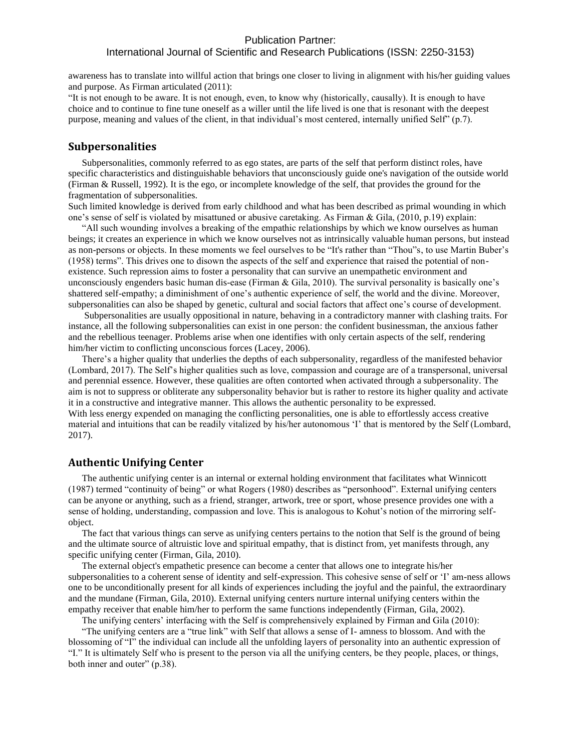awareness has to translate into willful action that brings one closer to living in alignment with his/her guiding values and purpose. As Firman articulated (2011):

"It is not enough to be aware. It is not enough, even, to know why (historically, causally). It is enough to have choice and to continue to fine tune oneself as a willer until the life lived is one that is resonant with the deepest purpose, meaning and values of the client, in that individual's most centered, internally unified Self" (p.7).

## Subpersonalities

Subpersonalities, commonly referred to as ego states, are parts of the self that perform distinct roles, have specific characteristics and distinguishable behaviors that unconsciously guide one's navigation of the outside world (Firman & Russell, 1992). It is the ego, or incomplete knowledge of the self, that provides the ground for the fragmentation of subpersonalities.

Such limited knowledge is derived from early childhood and what has been described as primal wounding in which one's sense of self is violated by misattuned or abusive caretaking. As Firman & Gila, (2010, p.19) explain:

"All such wounding involves a breaking of the empathic relationships by which we know ourselves as human beings; it creates an experience in which we know ourselves not as intrinsically valuable human persons, but instead as non-persons or objects. In these moments we feel ourselves to be "It's rather than "Thou"s, to use Martin Buber's (1958) terms". This drives one to disown the aspects of the self and experience that raised the potential of non-existence. Such repression aims to foster a personality that can survive an unempathetic environment and unconsciously engenders basic human dis-ease (Firman & Gila, 2010). The survival personality is basically one's shattered self-empathy; a diminishment of one's authentic experience of self, the world and the divine. Moreover, subpersonalities can also be shaped by genetic, cultural and social factors that affect one's course of development.

Subpersonalities are usually oppositional in nature, behaving in a contradictory manner with clashing traits. For instance, all the following subpersonalities can exist in one person: the confident businessman, the anxious father and the rebellious teenager. Problems arise when one identifies with only certain aspects of the self, rendering him/her victim to conflicting unconscious forces (Lacey, 2006).

There's a higher quality that underlies the depths of each subpersonality, regardless of the manifested behavior (Lombard, 2017). The Self's higher qualities such as love, compassion and courage are of a transpersonal, universal and perennial essence. However, these qualities are often contorted when activated through a subpersonality. The aim is not to suppress or obliterate any subpersonality behavior but is rather to restore its higher quality and activate it in a constructive and integrative manner. This allows the authentic personality to be expressed.

With less energy expended on managing the conflicting personalities, one is able to effortlessly access creative material and intuitions that can be readily vitalized by his/her autonomous 'I' that is mentored by the Self (Lombard, 2017).

## Authentic Unifying Center

The authentic unifying center is an internal or external holding environment that facilitates what Winnicott (1987) termed "continuity of being" or what Rogers (1980) describes as "personhood". External unifying centers can be anyone or anything, such as a friend, stranger, artwork, tree or sport, whose presence provides one with a sense of holding, understanding, compassion and love. This is analogous to Kohut's notion of the mirroring self-object.

The fact that various things can serve as unifying centers pertains to the notion that Self is the ground of being and the ultimate source of altruistic love and spiritual empathy, that is distinct from, yet manifests through, any specific unifying center (Firman, Gila, 2010).

The external object's empathetic presence can become a center that allows one to integrate his/her subpersonalities to a coherent sense of identity and self-expression. This cohesive sense of self or 'I' am-ness allows one to be unconditionally present for all kinds of experiences including the joyful and the painful, the extraordinary and the mundane (Firman, Gila, 2010). External unifying centers nurture internal unifying centers within the empathy receiver that enable him/her to perform the same functions independently (Firman, Gila, 2002).

The unifying centers' interfacing with the Self is comprehensively explained by Firman and Gila (2010):

"The unifying centers are a "true link" with Self that allows a sense of I- amness to blossom. And with the blossoming of "I" the individual can include all the unfolding layers of personality into an authentic expression of "I." It is ultimately Self who is present to the person via all the unifying centers, be they people, places, or things, both inner and outer" (p.38).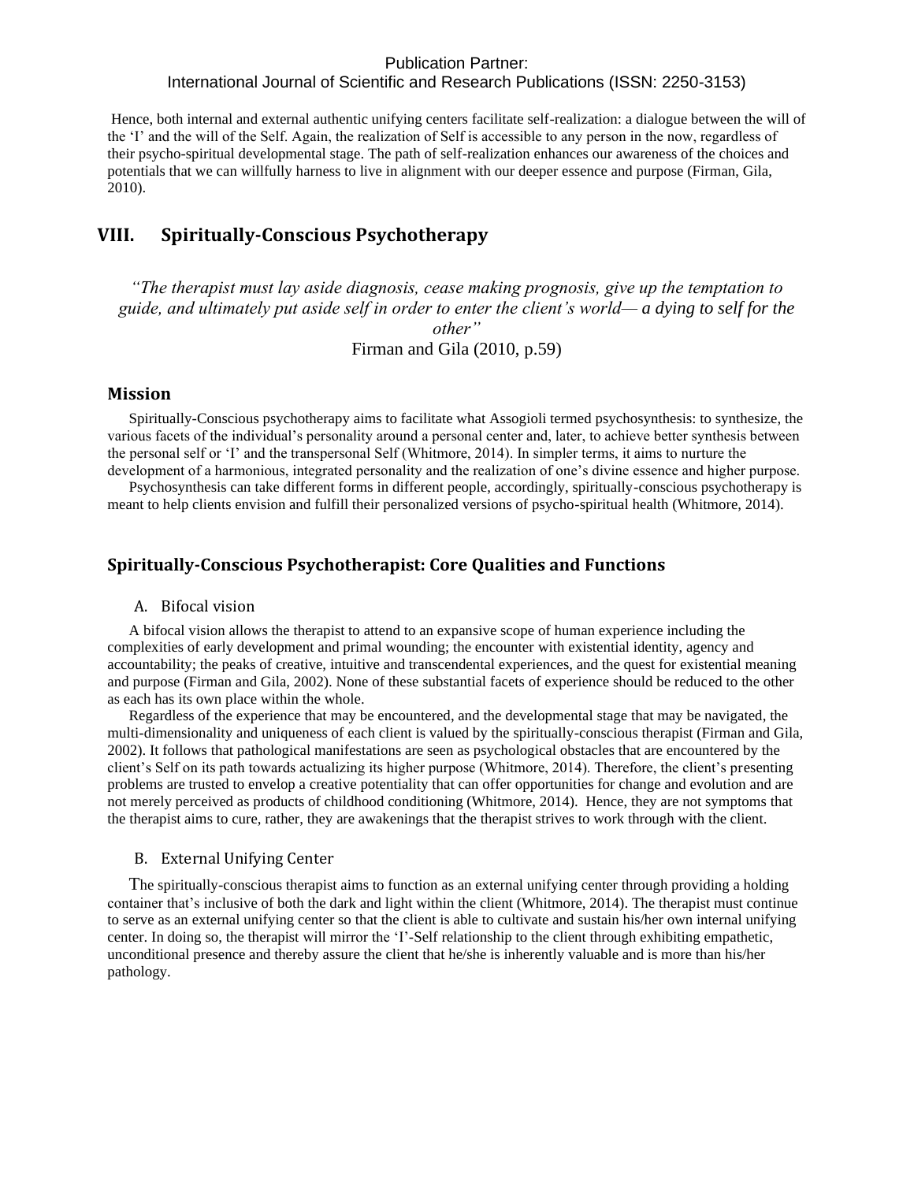Hence, both internal and external authentic unifying centers facilitate self-realization: a dialogue between the will of the 'I' and the will of the Self. Again, the realization of Self is accessible to any person in the now, regardless of their psycho-spiritual developmental stage. The path of self-realization enhances our awareness of the choices and potentials that we can willfully harness to live in alignment with our deeper essence and purpose (Firman, Gila, 2010).

## VIII. Spiritually-Conscious Psychotherapy

*"The therapist must lay aside diagnosis, cease making prognosis, give up the temptation to guide, and ultimately put aside self in order to enter the client's world— a dying to self for the other"*

Firman and Gila (2010, p.59)

### Mission

Spiritually-Conscious psychotherapy aims to facilitate what Assogioli termed psychosynthesis: to synthesize, the various facets of the individual's personality around a personal center and, later, to achieve better synthesis between the personal self or 'I' and the transpersonal Self (Whitmore, 2014). In simpler terms, it aims to nurture the development of a harmonious, integrated personality and the realization of one's divine essence and higher purpose.

Psychosynthesis can take different forms in different people, accordingly, spiritually-conscious psychotherapy is meant to help clients envision and fulfill their personalized versions of psycho-spiritual health (Whitmore, 2014).

### Spiritually-Conscious Psychotherapist: Core Qualities and Functions

#### A. Bifocal vision

A bifocal vision allows the therapist to attend to an expansive scope of human experience including the complexities of early development and primal wounding; the encounter with existential identity, agency and accountability; the peaks of creative, intuitive and transcendental experiences, and the quest for existential meaning and purpose (Firman and Gila, 2002). None of these substantial facets of experience should be reduced to the other as each has its own place within the whole.

Regardless of the experience that may be encountered, and the developmental stage that may be navigated, the multi-dimensionality and uniqueness of each client is valued by the spiritually-conscious therapist (Firman and Gila, 2002). It follows that pathological manifestations are seen as psychological obstacles that are encountered by the client's Self on its path towards actualizing its higher purpose (Whitmore, 2014). Therefore, the client's presenting problems are trusted to envelop a creative potentiality that can offer opportunities for change and evolution and are not merely perceived as products of childhood conditioning (Whitmore, 2014). Hence, they are not symptoms that the therapist aims to cure, rather, they are awakenings that the therapist strives to work through with the client.

#### B. External Unifying Center

The spiritually-conscious therapist aims to function as an external unifying center through providing a holding container that's inclusive of both the dark and light within the client (Whitmore, 2014). The therapist must continue to serve as an external unifying center so that the client is able to cultivate and sustain his/her own internal unifying center. In doing so, the therapist will mirror the 'I'-Self relationship to the client through exhibiting empathetic, unconditional presence and thereby assure the client that he/she is inherently valuable and is more than his/her pathology.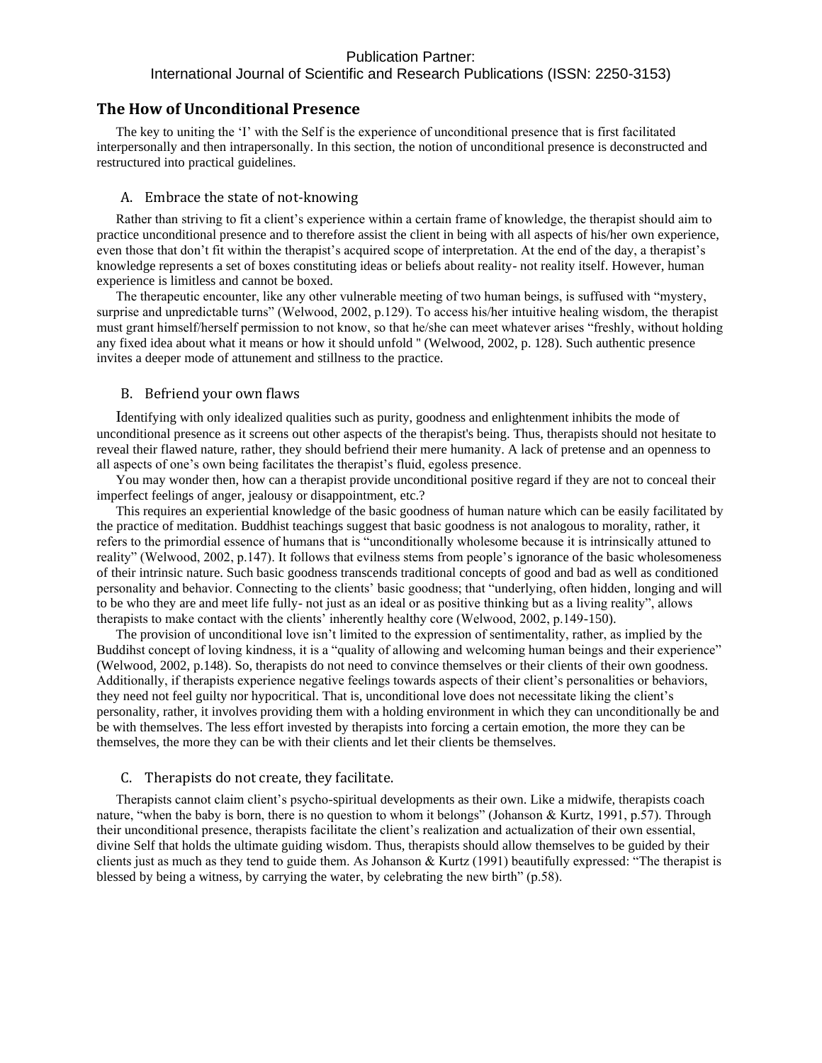## The How of Unconditional Presence

The key to uniting the 'I' with the Self is the experience of unconditional presence that is first facilitated interpersonally and then intrapersonally. In this section, the notion of unconditional presence is deconstructed and restructured into practical guidelines.

### A. Embrace the state of not-knowing

Rather than striving to fit a client's experience within a certain frame of knowledge, the therapist should aim to practice unconditional presence and to therefore assist the client in being with all aspects of his/her own experience, even those that don't fit within the therapist's acquired scope of interpretation. At the end of the day, a therapist's knowledge represents a set of boxes constituting ideas or beliefs about reality- not reality itself. However, human experience is limitless and cannot be boxed.

The therapeutic encounter, like any other vulnerable meeting of two human beings, is suffused with "mystery, surprise and unpredictable turns" (Welwood, 2002, p.129). To access his/her intuitive healing wisdom, the therapist must grant himself/herself permission to not know, so that he/she can meet whatever arises "freshly, without holding any fixed idea about what it means or how it should unfold " (Welwood, 2002, p. 128). Such authentic presence invites a deeper mode of attunement and stillness to the practice.

### B. Befriend your own flaws

Identifying with only idealized qualities such as purity, goodness and enlightenment inhibits the mode of unconditional presence as it screens out other aspects of the therapist's being. Thus, therapists should not hesitate to reveal their flawed nature, rather, they should befriend their mere humanity. A lack of pretense and an openness to all aspects of one's own being facilitates the therapist's fluid, egoless presence.

You may wonder then, how can a therapist provide unconditional positive regard if they are not to conceal their imperfect feelings of anger, jealousy or disappointment, etc.?

This requires an experiential knowledge of the basic goodness of human nature which can be easily facilitated by the practice of meditation. Buddhist teachings suggest that basic goodness is not analogous to morality, rather, it refers to the primordial essence of humans that is "unconditionally wholesome because it is intrinsically attuned to reality" (Welwood, 2002, p.147). It follows that evilness stems from people's ignorance of the basic wholesomeness of their intrinsic nature. Such basic goodness transcends traditional concepts of good and bad as well as conditioned personality and behavior. Connecting to the clients' basic goodness; that "underlying, often hidden, longing and will to be who they are and meet life fully- not just as an ideal or as positive thinking but as a living reality", allows therapists to make contact with the clients' inherently healthy core (Welwood, 2002, p.149-150).

The provision of unconditional love isn't limited to the expression of sentimentality, rather, as implied by the Buddihst concept of loving kindness, it is a "quality of allowing and welcoming human beings and their experience" (Welwood, 2002, p.148). So, therapists do not need to convince themselves or their clients of their own goodness. Additionally, if therapists experience negative feelings towards aspects of their client's personalities or behaviors, they need not feel guilty nor hypocritical. That is, unconditional love does not necessitate liking the client's personality, rather, it involves providing them with a holding environment in which they can unconditionally be and be with themselves. The less effort invested by therapists into forcing a certain emotion, the more they can be themselves, the more they can be with their clients and let their clients be themselves.

### C. Therapists do not create, they facilitate.

Therapists cannot claim client's psycho-spiritual developments as their own. Like a midwife, therapists coach nature, "when the baby is born, there is no question to whom it belongs" (Johanson & Kurtz, 1991, p.57). Through their unconditional presence, therapists facilitate the client's realization and actualization of their own essential, divine Self that holds the ultimate guiding wisdom. Thus, therapists should allow themselves to be guided by their clients just as much as they tend to guide them. As Johanson & Kurtz (1991) beautifully expressed: "The therapist is blessed by being a witness, by carrying the water, by celebrating the new birth" (p.58).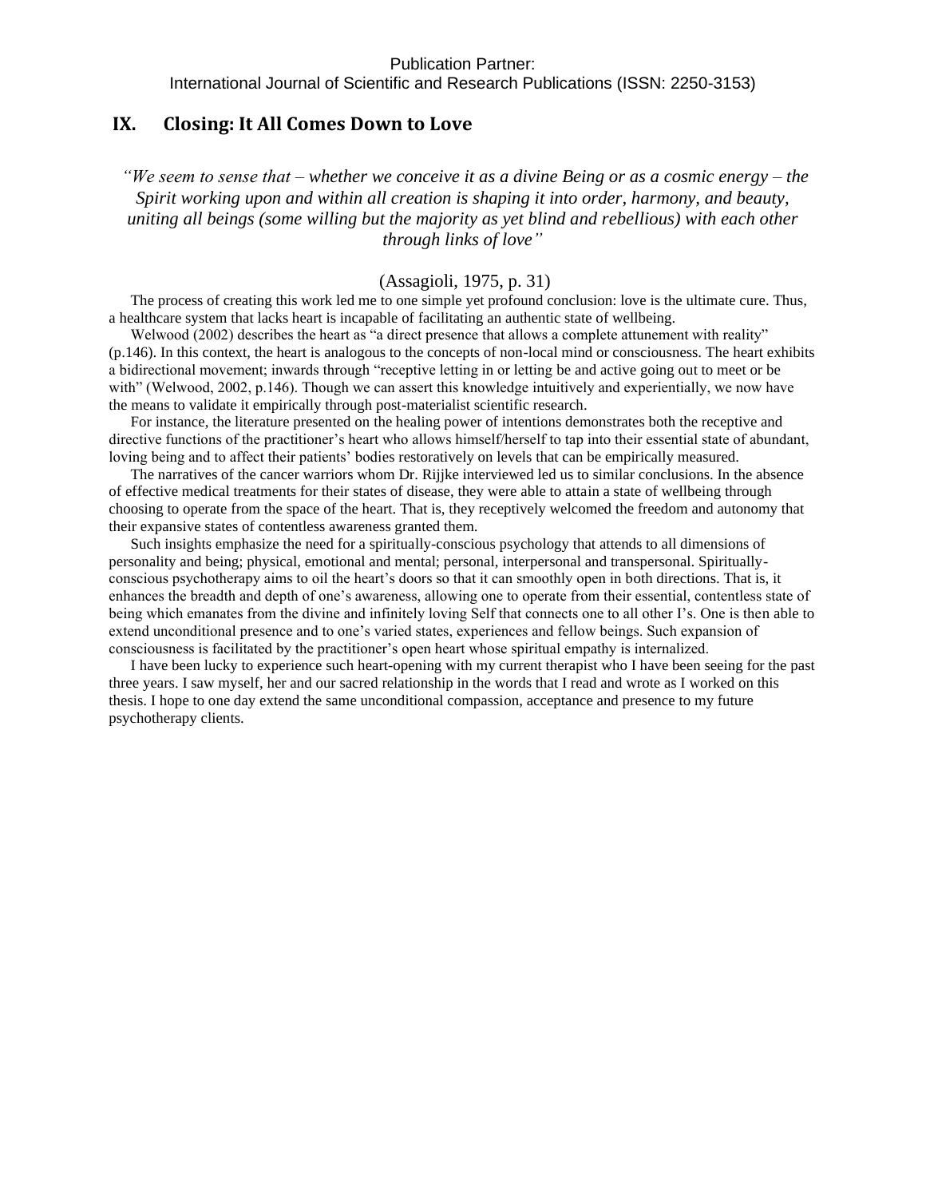## IX. Closing: It All Comes Down to Love

*"We seem to sense that – whether we conceive it as a divine Being or as a cosmic energy – the Spirit working upon and within all creation is shaping it into order, harmony, and beauty, uniting all beings (some willing but the majority as yet blind and rebellious) with each other through links of love"*

(Assagioli, 1975, p. 31)

The process of creating this work led me to one simple yet profound conclusion: love is the ultimate cure. Thus, a healthcare system that lacks heart is incapable of facilitating an authentic state of wellbeing.

Welwood (2002) describes the heart as "a direct presence that allows a complete attunement with reality" (p.146). In this context, the heart is analogous to the concepts of non-local mind or consciousness. The heart exhibits a bidirectional movement; inwards through "receptive letting in or letting be and active going out to meet or be with" (Welwood, 2002, p.146). Though we can assert this knowledge intuitively and experientially, we now have the means to validate it empirically through post-materialist scientific research.

For instance, the literature presented on the healing power of intentions demonstrates both the receptive and directive functions of the practitioner's heart who allows himself/herself to tap into their essential state of abundant, loving being and to affect their patients' bodies restoratively on levels that can be empirically measured.

The narratives of the cancer warriors whom Dr. Rijjke interviewed led us to similar conclusions. In the absence of effective medical treatments for their states of disease, they were able to attain a state of wellbeing through choosing to operate from the space of the heart. That is, they receptively welcomed the freedom and autonomy that their expansive states of contentless awareness granted them.

Such insights emphasize the need for a spiritually-conscious psychology that attends to all dimensions of personality and being; physical, emotional and mental; personal, interpersonal and transpersonal. Spiritually-conscious psychotherapy aims to oil the heart's doors so that it can smoothly open in both directions. That is, it enhances the breadth and depth of one's awareness, allowing one to operate from their essential, contentless state of being which emanates from the divine and infinitely loving Self that connects one to all other I's. One is then able to extend unconditional presence and to one's varied states, experiences and fellow beings. Such expansion of consciousness is facilitated by the practitioner's open heart whose spiritual empathy is internalized.

I have been lucky to experience such heart-opening with my current therapist who I have been seeing for the past three years. I saw myself, her and our sacred relationship in the words that I read and wrote as I worked on this thesis. I hope to one day extend the same unconditional compassion, acceptance and presence to my future psychotherapy clients.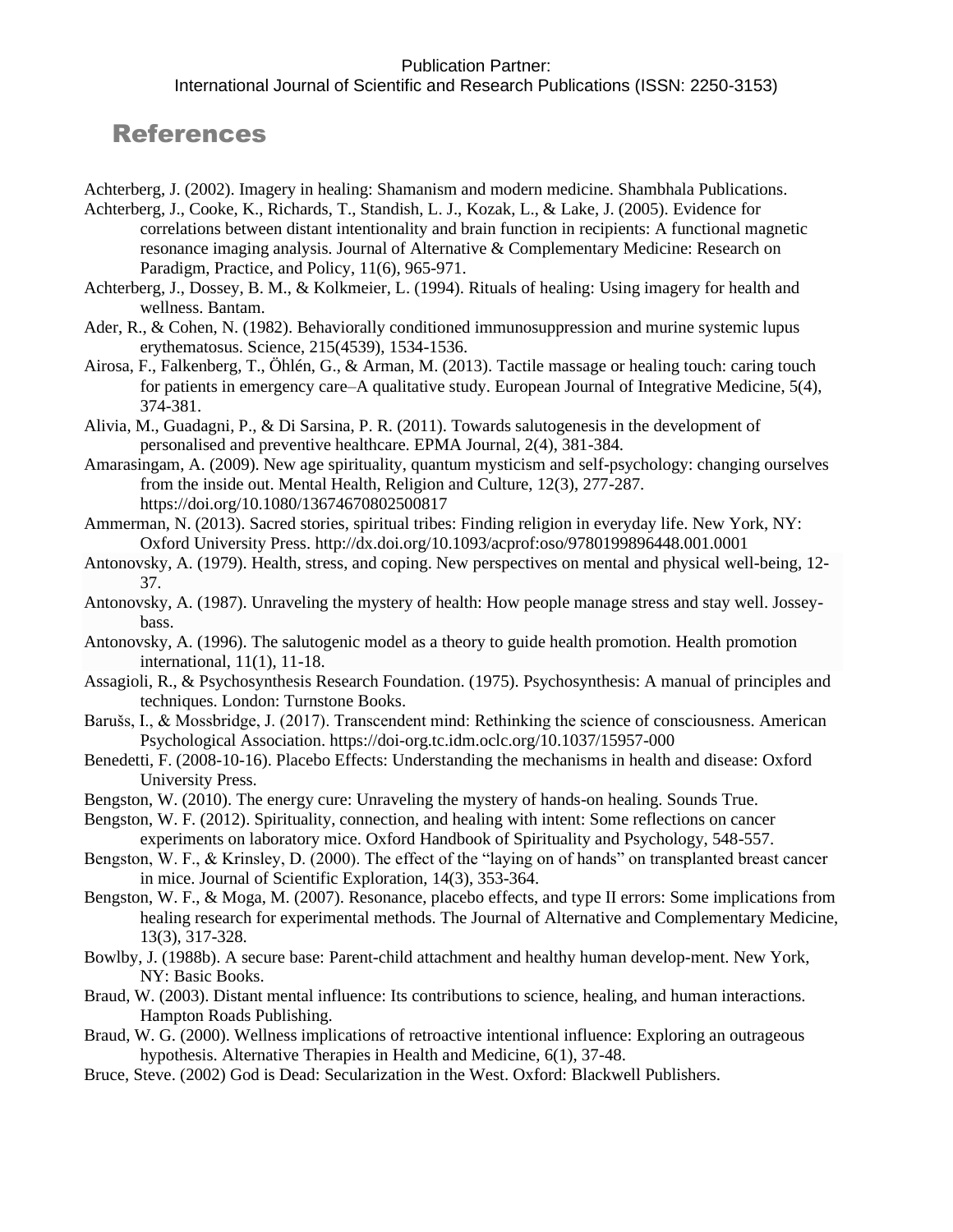# References

Achterberg, J. (2002). Imagery in healing: Shamanism and modern medicine. Shambhala Publications.

Achterberg, J., Cooke, K., Richards, T., Standish, L. J., Kozak, L., & Lake, J. (2005). Evidence for correlations between distant intentionality and brain function in recipients: A functional magnetic resonance imaging analysis. Journal of Alternative & Complementary Medicine: Research on Paradigm, Practice, and Policy, 11(6), 965-971.

Achterberg, J., Dossey, B. M., & Kolkmeier, L. (1994). Rituals of healing: Using imagery for health and wellness. Bantam.

Ader, R., & Cohen, N. (1982). Behaviorally conditioned immunosuppression and murine systemic lupus erythematosus. Science, 215(4539), 1534-1536.

Airosa, F., Falkenberg, T., Öhlén, G., & Arman, M. (2013). Tactile massage or healing touch: caring touch for patients in emergency care–A qualitative study. European Journal of Integrative Medicine, 5(4), 374-381.

Alivia, M., Guadagni, P., & Di Sarsina, P. R. (2011). Towards salutogenesis in the development of personalised and preventive healthcare. EPMA Journal, 2(4), 381-384.

Amarasingam, A. (2009). New age spirituality, quantum mysticism and self-psychology: changing ourselves from the inside out. Mental Health, Religion and Culture, 12(3), 277-287. https://doi.org/10.1080/13674670802500817

Ammerman, N. (2013). Sacred stories, spiritual tribes: Finding religion in everyday life. New York, NY: Oxford University Press. http://dx.doi.org/10.1093/acprof:oso/9780199896448.001.0001

Antonovsky, A. (1979). Health, stress, and coping. New perspectives on mental and physical well-being, 12-37.

Antonovsky, A. (1987). Unraveling the mystery of health: How people manage stress and stay well. Jossey-bass.

Antonovsky, A. (1996). The salutogenic model as a theory to guide health promotion. Health promotion international, 11(1), 11-18.

Assagioli, R., & Psychosynthesis Research Foundation. (1975). Psychosynthesis: A manual of principles and techniques. London: Turnstone Books.

Barušs, I., & Mossbridge, J. (2017). Transcendent mind: Rethinking the science of consciousness. American Psychological Association. https://doi-org.tc.idm.oclc.org/10.1037/15957-000

Benedetti, F. (2008-10-16). Placebo Effects: Understanding the mechanisms in health and disease: Oxford University Press.

Bengston, W. (2010). The energy cure: Unraveling the mystery of hands-on healing. Sounds True.

Bengston, W. F. (2012). Spirituality, connection, and healing with intent: Some reflections on cancer experiments on laboratory mice. Oxford Handbook of Spirituality and Psychology, 548-557.

Bengston, W. F., & Krinsley, D. (2000). The effect of the "laying on of hands" on transplanted breast cancer in mice. Journal of Scientific Exploration, 14(3), 353-364.

Bengston, W. F., & Moga, M. (2007). Resonance, placebo effects, and type II errors: Some implications from healing research for experimental methods. The Journal of Alternative and Complementary Medicine, 13(3), 317-328.

Bowlby, J. (1988b). A secure base: Parent-child attachment and healthy human develop-ment. New York, NY: Basic Books.

Braud, W. (2003). Distant mental influence: Its contributions to science, healing, and human interactions. Hampton Roads Publishing.

Braud, W. G. (2000). Wellness implications of retroactive intentional influence: Exploring an outrageous hypothesis. Alternative Therapies in Health and Medicine, 6(1), 37-48.

Bruce, Steve. (2002) God is Dead: Secularization in the West. Oxford: Blackwell Publishers.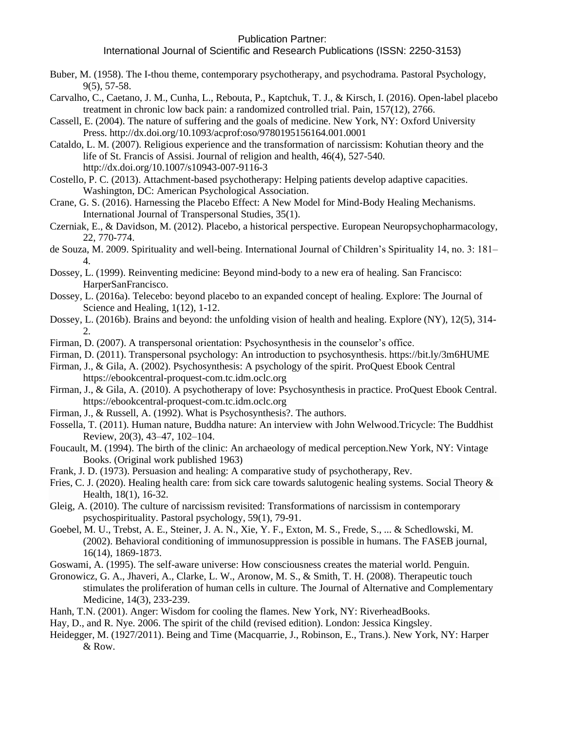Buber, M. (1958). The I-thou theme, contemporary psychotherapy, and psychodrama. Pastoral Psychology, 9(5), 57-58.

Carvalho, C., Caetano, J. M., Cunha, L., Rebouta, P., Kaptchuk, T. J., & Kirsch, I. (2016). Open-label placebo treatment in chronic low back pain: a randomized controlled trial. Pain, 157(12), 2766.

Cassell, E. (2004). The nature of suffering and the goals of medicine. New York, NY: Oxford University Press. http://dx.doi.org/10.1093/acprof:oso/9780195156164.001.0001

Cataldo, L. M. (2007). Religious experience and the transformation of narcissism: Kohutian theory and the life of St. Francis of Assisi. Journal of religion and health, 46(4), 527-540. http://dx.doi.org/10.1007/s10943-007-9116-3

Costello, P. C. (2013). Attachment-based psychotherapy: Helping patients develop adaptive capacities. Washington, DC: American Psychological Association.

Crane, G. S. (2016). Harnessing the Placebo Effect: A New Model for Mind-Body Healing Mechanisms. International Journal of Transpersonal Studies, 35(1).

Czerniak, E., & Davidson, M. (2012). Placebo, a historical perspective. European Neuropsychopharmacology, 22, 770-774.

de Souza, M. 2009. Spirituality and well-being. International Journal of Children's Spirituality 14, no. 3: 181–4.

Dossey, L. (1999). Reinventing medicine: Beyond mind-body to a new era of healing. San Francisco: HarperSanFrancisco.

Dossey, L. (2016a). Telecebo: beyond placebo to an expanded concept of healing. Explore: The Journal of Science and Healing, 1(12), 1-12.

Dossey, L. (2016b). Brains and beyond: the unfolding vision of health and healing. Explore (NY), 12(5), 314-2.

Firman, D. (2007). A transpersonal orientation: Psychosynthesis in the counselor's office.

Firman, D. (2011). Transpersonal psychology: An introduction to psychosynthesis. https://bit.ly/3m6HUME

Firman, J., & Gila, A. (2002). Psychosynthesis: A psychology of the spirit. ProQuest Ebook Central https://ebookcentral-proquest-com.tc.idm.oclc.org

Firman, J., & Gila, A. (2010). A psychotherapy of love: Psychosynthesis in practice. ProQuest Ebook Central. https://ebookcentral-proquest-com.tc.idm.oclc.org

Firman, J., & Russell, A. (1992). What is Psychosynthesis?. The authors.

Fossella, T. (2011). Human nature, Buddha nature: An interview with John Welwood.Tricycle: The Buddhist Review, 20(3), 43–47, 102–104.

Foucault, M. (1994). The birth of the clinic: An archaeology of medical perception.New York, NY: Vintage Books. (Original work published 1963)

Frank, J. D. (1973). Persuasion and healing: A comparative study of psychotherapy, Rev.

Fries, C. J. (2020). Healing health care: from sick care towards salutogenic healing systems. Social Theory & Health, 18(1), 16-32.

Gleig, A. (2010). The culture of narcissism revisited: Transformations of narcissism in contemporary psychospirituality. Pastoral psychology, 59(1), 79-91.

Goebel, M. U., Trebst, A. E., Steiner, J. A. N., Xie, Y. F., Exton, M. S., Frede, S., ... & Schedlowski, M. (2002). Behavioral conditioning of immunosuppression is possible in humans. The FASEB journal, 16(14), 1869-1873.

Goswami, A. (1995). The self-aware universe: How consciousness creates the material world. Penguin.

Gronowicz, G. A., Jhaveri, A., Clarke, L. W., Aronow, M. S., & Smith, T. H. (2008). Therapeutic touch stimulates the proliferation of human cells in culture. The Journal of Alternative and Complementary Medicine, 14(3), 233-239.

Hanh, T.N. (2001). Anger: Wisdom for cooling the flames. New York, NY: RiverheadBooks.

Hay, D., and R. Nye. 2006. The spirit of the child (revised edition). London: Jessica Kingsley.

Heidegger, M. (1927/2011). Being and Time (Macquarrie, J., Robinson, E., Trans.). New York, NY: Harper & Row.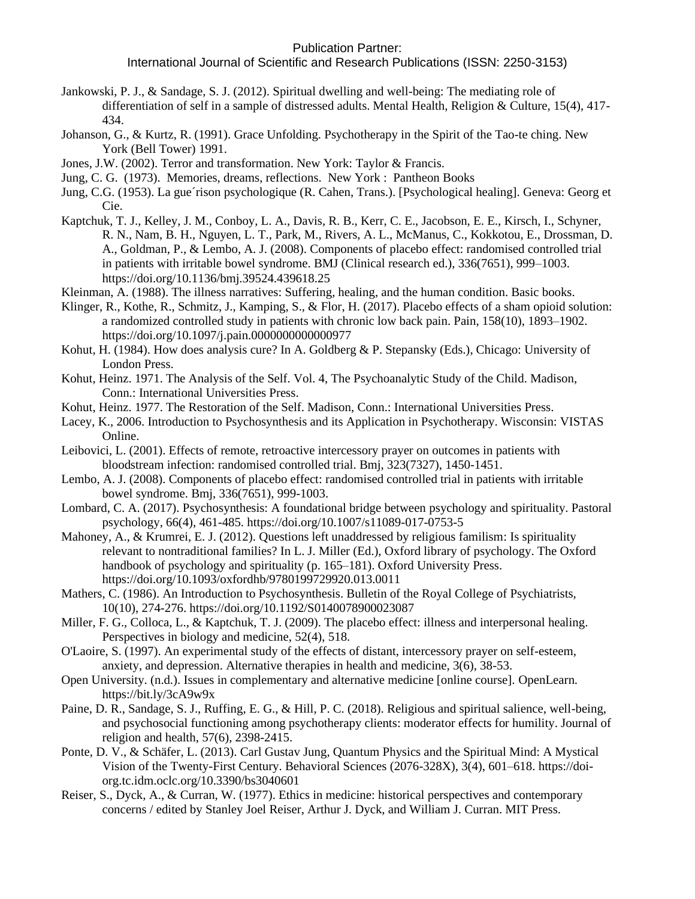Jankowski, P. J., & Sandage, S. J. (2012). Spiritual dwelling and well-being: The mediating role of differentiation of self in a sample of distressed adults. Mental Health, Religion & Culture, 15(4), 417-434.

Johanson, G., & Kurtz, R. (1991). Grace Unfolding. Psychotherapy in the Spirit of the Tao-te ching. New York (Bell Tower) 1991.

Jones, J.W. (2002). Terror and transformation. New York: Taylor & Francis.

Jung, C. G. (1973). Memories, dreams, reflections. New York : Pantheon Books

Jung, C.G. (1953). La gue´rison psychologique (R. Cahen, Trans.). [Psychological healing]. Geneva: Georg et Cie.

Kaptchuk, T. J., Kelley, J. M., Conboy, L. A., Davis, R. B., Kerr, C. E., Jacobson, E. E., Kirsch, I., Schyner, R. N., Nam, B. H., Nguyen, L. T., Park, M., Rivers, A. L., McManus, C., Kokkotou, E., Drossman, D. A., Goldman, P., & Lembo, A. J. (2008). Components of placebo effect: randomised controlled trial in patients with irritable bowel syndrome. BMJ (Clinical research ed.), 336(7651), 999–1003. https://doi.org/10.1136/bmj.39524.439618.25

Kleinman, A. (1988). The illness narratives: Suffering, healing, and the human condition. Basic books.

Klinger, R., Kothe, R., Schmitz, J., Kamping, S., & Flor, H. (2017). Placebo effects of a sham opioid solution: a randomized controlled study in patients with chronic low back pain. Pain, 158(10), 1893–1902. https://doi.org/10.1097/j.pain.0000000000000977

Kohut, H. (1984). How does analysis cure? In A. Goldberg & P. Stepansky (Eds.), Chicago: University of London Press.

Kohut, Heinz. 1971. The Analysis of the Self. Vol. 4, The Psychoanalytic Study of the Child. Madison, Conn.: International Universities Press.

Kohut, Heinz. 1977. The Restoration of the Self. Madison, Conn.: International Universities Press.

Lacey, K., 2006. Introduction to Psychosynthesis and its Application in Psychotherapy. Wisconsin: VISTAS Online.

Leibovici, L. (2001). Effects of remote, retroactive intercessory prayer on outcomes in patients with bloodstream infection: randomised controlled trial. Bmj, 323(7327), 1450-1451.

Lembo, A. J. (2008). Components of placebo effect: randomised controlled trial in patients with irritable bowel syndrome. Bmj, 336(7651), 999-1003.

Lombard, C. A. (2017). Psychosynthesis: A foundational bridge between psychology and spirituality. Pastoral psychology, 66(4), 461-485. https://doi.org/10.1007/s11089-017-0753-5

Mahoney, A., & Krumrei, E. J. (2012). Questions left unaddressed by religious familism: Is spirituality relevant to nontraditional families? In L. J. Miller (Ed.), Oxford library of psychology. The Oxford handbook of psychology and spirituality (p. 165–181). Oxford University Press. https://doi.org/10.1093/oxfordhb/9780199729920.013.0011

Mathers, C. (1986). An Introduction to Psychosynthesis. Bulletin of the Royal College of Psychiatrists, 10(10), 274-276. https://doi.org/10.1192/S0140078900023087

Miller, F. G., Colloca, L., & Kaptchuk, T. J. (2009). The placebo effect: illness and interpersonal healing. Perspectives in biology and medicine, 52(4), 518.

O'Laoire, S. (1997). An experimental study of the effects of distant, intercessory prayer on self-esteem, anxiety, and depression. Alternative therapies in health and medicine, 3(6), 38-53.

Open University. (n.d.). Issues in complementary and alternative medicine [online course]. OpenLearn. https://bit.ly/3cA9w9x

Paine, D. R., Sandage, S. J., Ruffing, E. G., & Hill, P. C. (2018). Religious and spiritual salience, well-being, and psychosocial functioning among psychotherapy clients: moderator effects for humility. Journal of religion and health, 57(6), 2398-2415.

Ponte, D. V., & Schäfer, L. (2013). Carl Gustav Jung, Quantum Physics and the Spiritual Mind: A Mystical Vision of the Twenty-First Century. Behavioral Sciences (2076-328X), 3(4), 601–618. https://doi-org.tc.idm.oclc.org/10.3390/bs3040601

Reiser, S., Dyck, A., & Curran, W. (1977). Ethics in medicine: historical perspectives and contemporary concerns / edited by Stanley Joel Reiser, Arthur J. Dyck, and William J. Curran. MIT Press.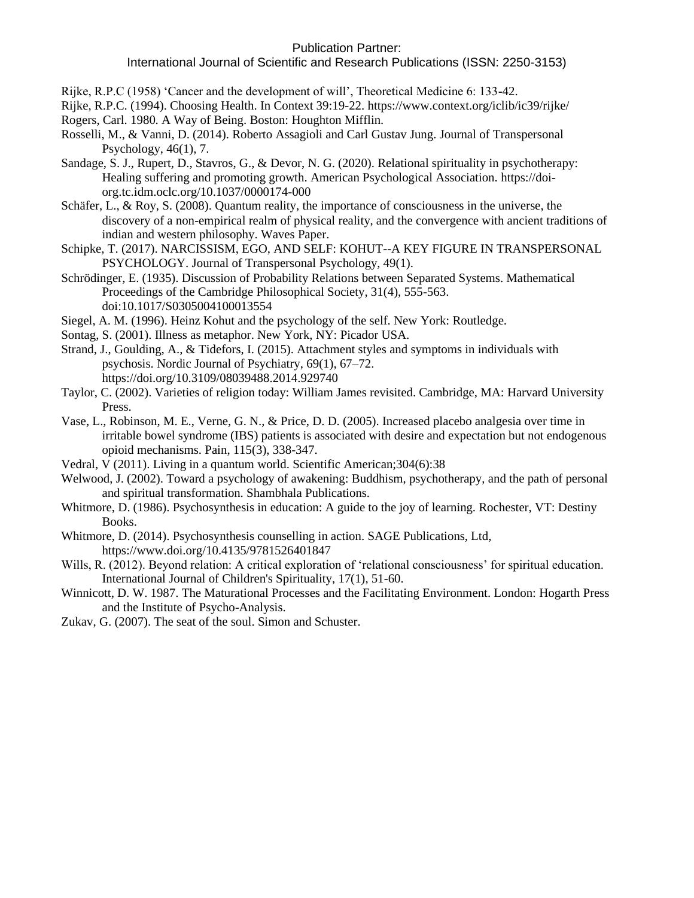Rijke, R.P.C (1958) 'Cancer and the development of will', Theoretical Medicine 6: 133-42.

Rijke, R.P.C. (1994). Choosing Health. In Context 39:19-22. https://www.context.org/iclib/ic39/rijke/

Rogers, Carl. 1980. A Way of Being. Boston: Houghton Mifflin.

Rosselli, M., & Vanni, D. (2014). Roberto Assagioli and Carl Gustav Jung. Journal of Transpersonal Psychology, 46(1), 7.

Sandage, S. J., Rupert, D., Stavros, G., & Devor, N. G. (2020). Relational spirituality in psychotherapy: Healing suffering and promoting growth. American Psychological Association. https://doi-org.tc.idm.oclc.org/10.1037/0000174-000

Schäfer, L., & Roy, S. (2008). Quantum reality, the importance of consciousness in the universe, the discovery of a non-empirical realm of physical reality, and the convergence with ancient traditions of indian and western philosophy. Waves Paper.

Schipke, T. (2017). NARCISSISM, EGO, AND SELF: KOHUT--A KEY FIGURE IN TRANSPERSONAL PSYCHOLOGY. Journal of Transpersonal Psychology, 49(1).

Schrödinger, E. (1935). Discussion of Probability Relations between Separated Systems. Mathematical Proceedings of the Cambridge Philosophical Society, 31(4), 555-563. doi:10.1017/S0305004100013554

Siegel, A. M. (1996). Heinz Kohut and the psychology of the self. New York: Routledge.

Sontag, S. (2001). Illness as metaphor. New York, NY: Picador USA.

Strand, J., Goulding, A., & Tidefors, I. (2015). Attachment styles and symptoms in individuals with psychosis. Nordic Journal of Psychiatry, 69(1), 67–72. https://doi.org/10.3109/08039488.2014.929740

Taylor, C. (2002). Varieties of religion today: William James revisited. Cambridge, MA: Harvard University Press.

Vase, L., Robinson, M. E., Verne, G. N., & Price, D. D. (2005). Increased placebo analgesia over time in irritable bowel syndrome (IBS) patients is associated with desire and expectation but not endogenous opioid mechanisms. Pain, 115(3), 338-347.

Vedral, V (2011). Living in a quantum world. Scientific American;304(6):38

Welwood, J. (2002). Toward a psychology of awakening: Buddhism, psychotherapy, and the path of personal and spiritual transformation. Shambhala Publications.

Whitmore, D. (1986). Psychosynthesis in education: A guide to the joy of learning. Rochester, VT: Destiny Books.

Whitmore, D. (2014). Psychosynthesis counselling in action. SAGE Publications, Ltd, https://www.doi.org/10.4135/9781526401847

Wills, R. (2012). Beyond relation: A critical exploration of 'relational consciousness' for spiritual education. International Journal of Children's Spirituality, 17(1), 51-60.

Winnicott, D. W. 1987. The Maturational Processes and the Facilitating Environment. London: Hogarth Press and the Institute of Psycho-Analysis.

Zukav, G. (2007). The seat of the soul. Simon and Schuster.